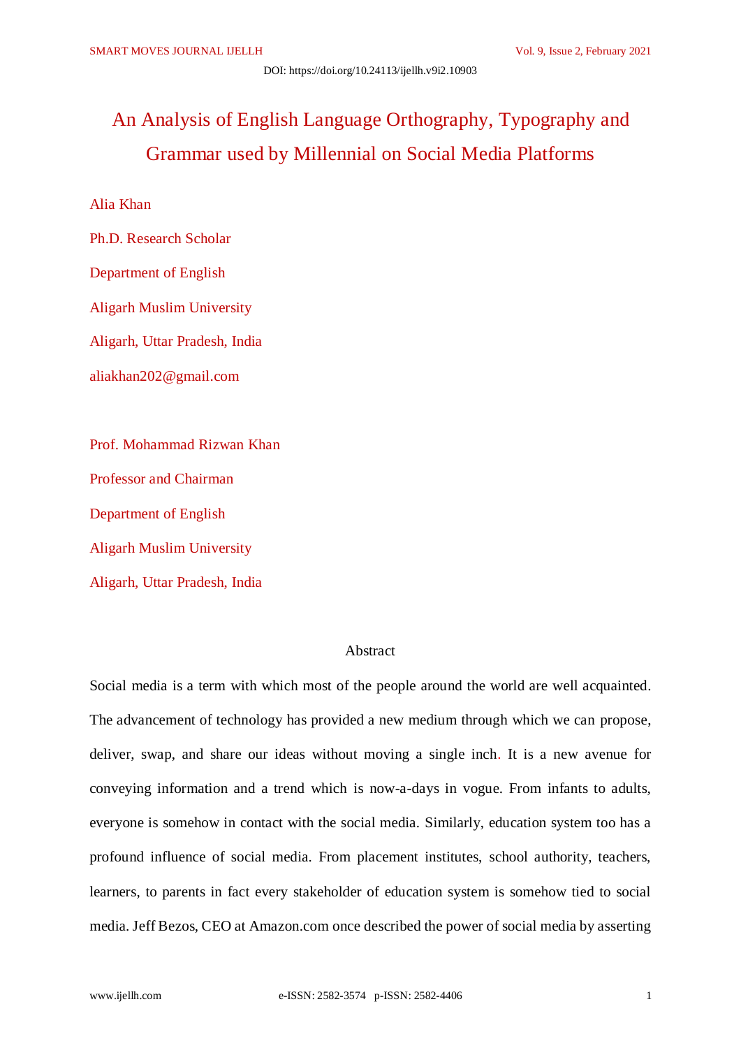DOI: https://doi.org/10.24113/ijellh.v9i2.10903

# An Analysis of English Language Orthography, Typography and Grammar used by Millennial on Social Media Platforms

Alia Khan

Ph.D. Research Scholar

Department of English

Aligarh Muslim University

Aligarh, Uttar Pradesh, India

aliakhan202@gmail.com

Prof. Mohammad Rizwan Khan

Professor and Chairman

Department of English

Aligarh Muslim University

Aligarh, Uttar Pradesh, India

## Abstract

Social media is a term with which most of the people around the world are well acquainted. The advancement of technology has provided a new medium through which we can propose, deliver, swap, and share our ideas without moving a single inch. It is a new avenue for conveying information and a trend which is now-a-days in vogue. From infants to adults, everyone is somehow in contact with the social media. Similarly, education system too has a profound influence of social media. From placement institutes, school authority, teachers, learners, to parents in fact every stakeholder of education system is somehow tied to social media. Jeff Bezos, CEO at Amazon.com once described the power of social media by asserting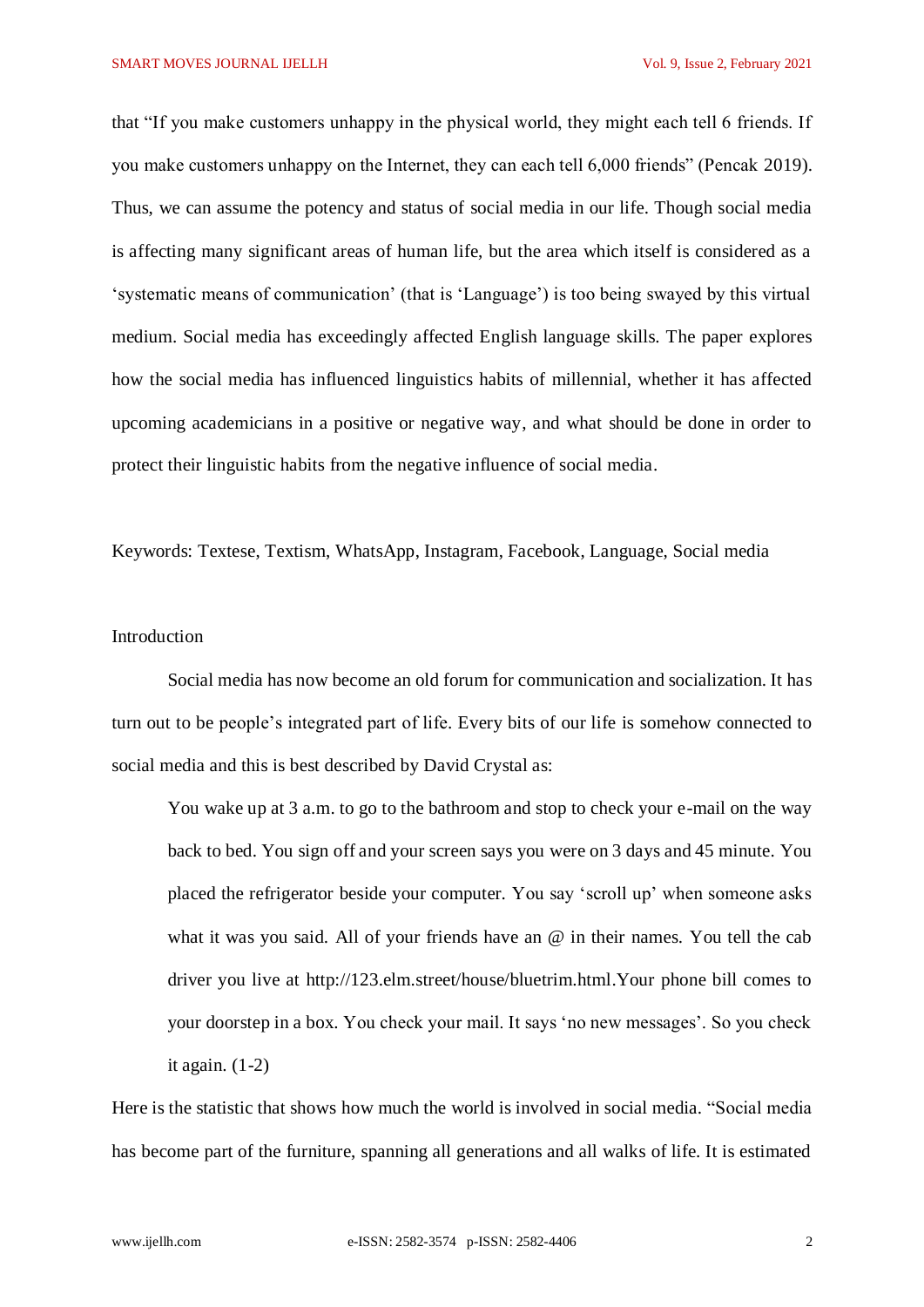that "If you make customers unhappy in the physical world, they might each tell 6 friends. If you make customers unhappy on the Internet, they can each tell 6,000 friends" (Pencak 2019). Thus, we can assume the potency and status of social media in our life. Though social media is affecting many significant areas of human life, but the area which itself is considered as a 'systematic means of communication' (that is 'Language') is too being swayed by this virtual medium. Social media has exceedingly affected English language skills. The paper explores how the social media has influenced linguistics habits of millennial, whether it has affected upcoming academicians in a positive or negative way, and what should be done in order to protect their linguistic habits from the negative influence of social media.

Keywords: Textese, Textism, WhatsApp, Instagram, Facebook, Language, Social media

## Introduction

Social media has now become an old forum for communication and socialization. It has turn out to be people's integrated part of life. Every bits of our life is somehow connected to social media and this is best described by David Crystal as:

> You wake up at 3 a.m. to go to the bathroom and stop to check your e-mail on the way back to bed. You sign off and your screen says you were on 3 days and 45 minute. You placed the refrigerator beside your computer. You say 'scroll up' when someone asks what it was you said. All of your friends have an @ in their names. You tell the cab driver you live at http://123.elm.street/house/bluetrim.html.Your phone bill comes to your doorstep in a box. You check your mail. It says 'no new messages'. So you check it again. (1-2)

Here is the statistic that shows how much the world is involved in social media. "Social media has become part of the furniture, spanning all generations and all walks of life. It is estimated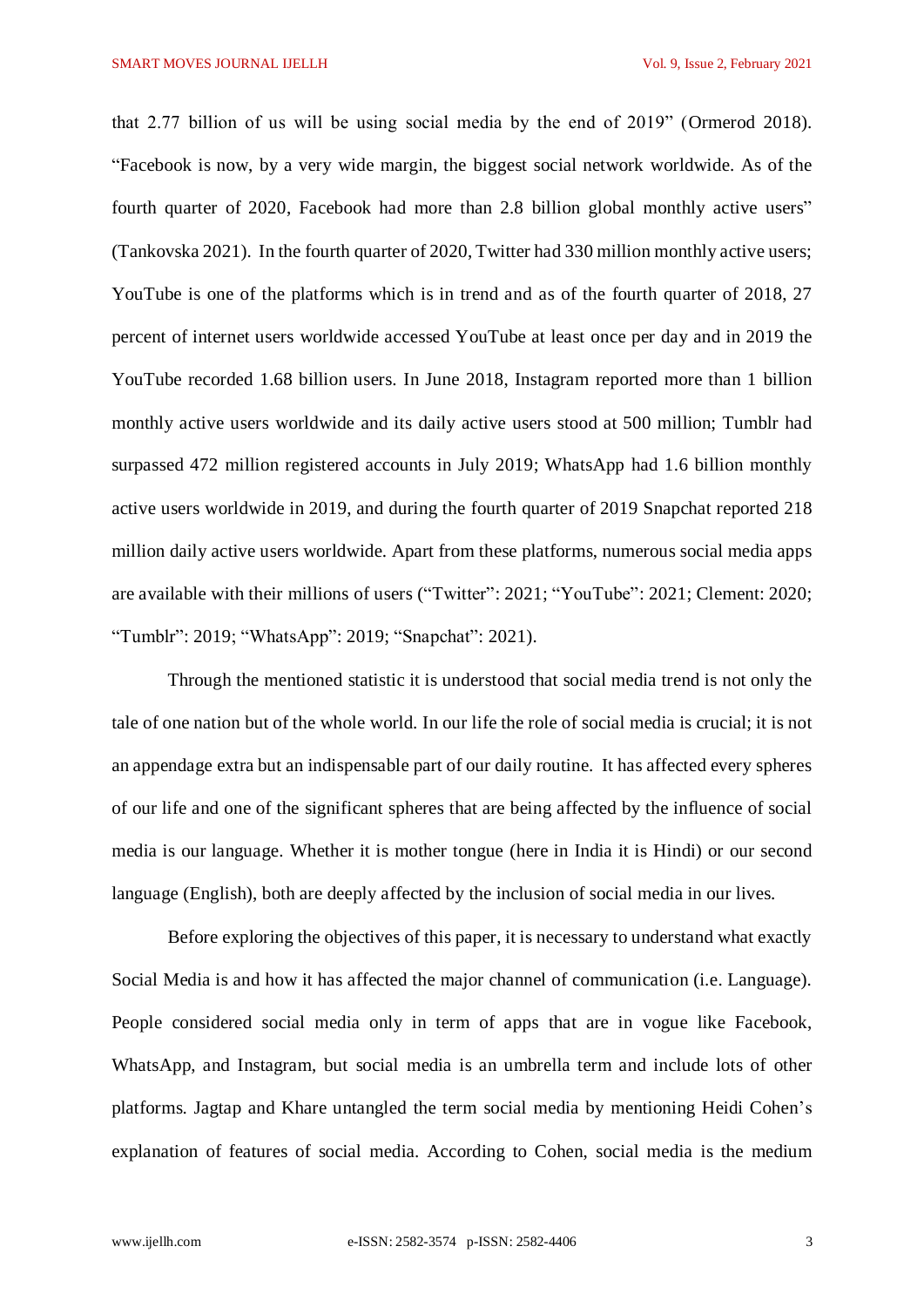that 2.77 billion of us will be using social media by the end of 2019" (Ormerod 2018). "Facebook is now, by a very wide margin, the biggest social network worldwide. As of the fourth quarter of 2020, Facebook had more than 2.8 billion global monthly active users" (Tankovska 2021). In the fourth quarter of 2020, Twitter had 330 million monthly active users; YouTube is one of the platforms which is in trend and as of the fourth quarter of 2018, 27 percent of internet users worldwide accessed YouTube at least once per day and in 2019 the YouTube recorded 1.68 billion users. In June 2018, Instagram reported more than 1 billion monthly active users worldwide and its daily active users stood at 500 million; Tumblr had surpassed 472 million registered accounts in July 2019; WhatsApp had 1.6 billion monthly active users worldwide in 2019, and during the fourth quarter of 2019 Snapchat reported 218 million daily active users worldwide. Apart from these platforms, numerous social media apps are available with their millions of users ("Twitter": 2021; "YouTube": 2021; Clement: 2020; "Tumblr": 2019; "WhatsApp": 2019; "Snapchat": 2021).

Through the mentioned statistic it is understood that social media trend is not only the tale of one nation but of the whole world. In our life the role of social media is crucial; it is not an appendage extra but an indispensable part of our daily routine. It has affected every spheres of our life and one of the significant spheres that are being affected by the influence of social media is our language. Whether it is mother tongue (here in India it is Hindi) or our second language (English), both are deeply affected by the inclusion of social media in our lives.

Before exploring the objectives of this paper, it is necessary to understand what exactly Social Media is and how it has affected the major channel of communication (i.e. Language). People considered social media only in term of apps that are in vogue like Facebook, WhatsApp, and Instagram, but social media is an umbrella term and include lots of other platforms. Jagtap and Khare untangled the term social media by mentioning Heidi Cohen's explanation of features of social media. According to Cohen, social media is the medium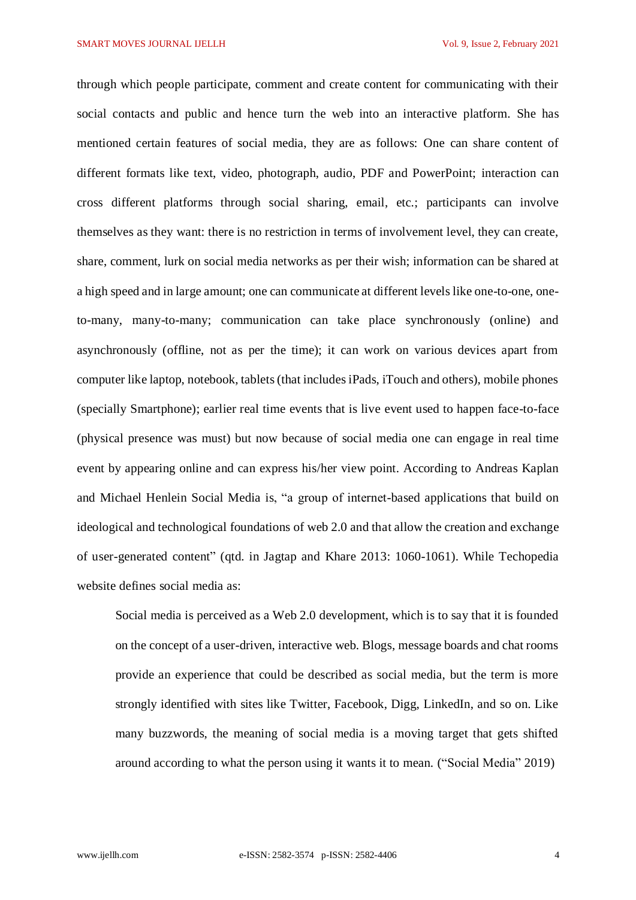through which people participate, comment and create content for communicating with their social contacts and public and hence turn the web into an interactive platform. She has mentioned certain features of social media, they are as follows: One can share content of different formats like text, video, photograph, audio, PDF and PowerPoint; interaction can cross different platforms through social sharing, email, etc.; participants can involve themselves as they want: there is no restriction in terms of involvement level, they can create, share, comment, lurk on social media networks as per their wish; information can be shared at a high speed and in large amount; one can communicate at different levels like one-to-one, one-to-many, many-to-many; communication can take place synchronously (online) and asynchronously (offline, not as per the time); it can work on various devices apart from computer like laptop, notebook, tablets (that includes iPads, iTouch and others), mobile phones (specially Smartphone); earlier real time events that is live event used to happen face-to-face (physical presence was must) but now because of social media one can engage in real time event by appearing online and can express his/her view point. According to Andreas Kaplan and Michael Henlein Social Media is, "a group of internet-based applications that build on ideological and technological foundations of web 2.0 and that allow the creation and exchange of user-generated content" (qtd. in Jagtap and Khare 2013: 1060-1061). While Techopedia website defines social media as:

> Social media is perceived as a Web 2.0 development, which is to say that it is founded on the concept of a user-driven, interactive web. Blogs, message boards and chat rooms provide an experience that could be described as social media, but the term is more strongly identified with sites like Twitter, Facebook, Digg, LinkedIn, and so on. Like many buzzwords, the meaning of social media is a moving target that gets shifted around according to what the person using it wants it to mean. ("Social Media" 2019)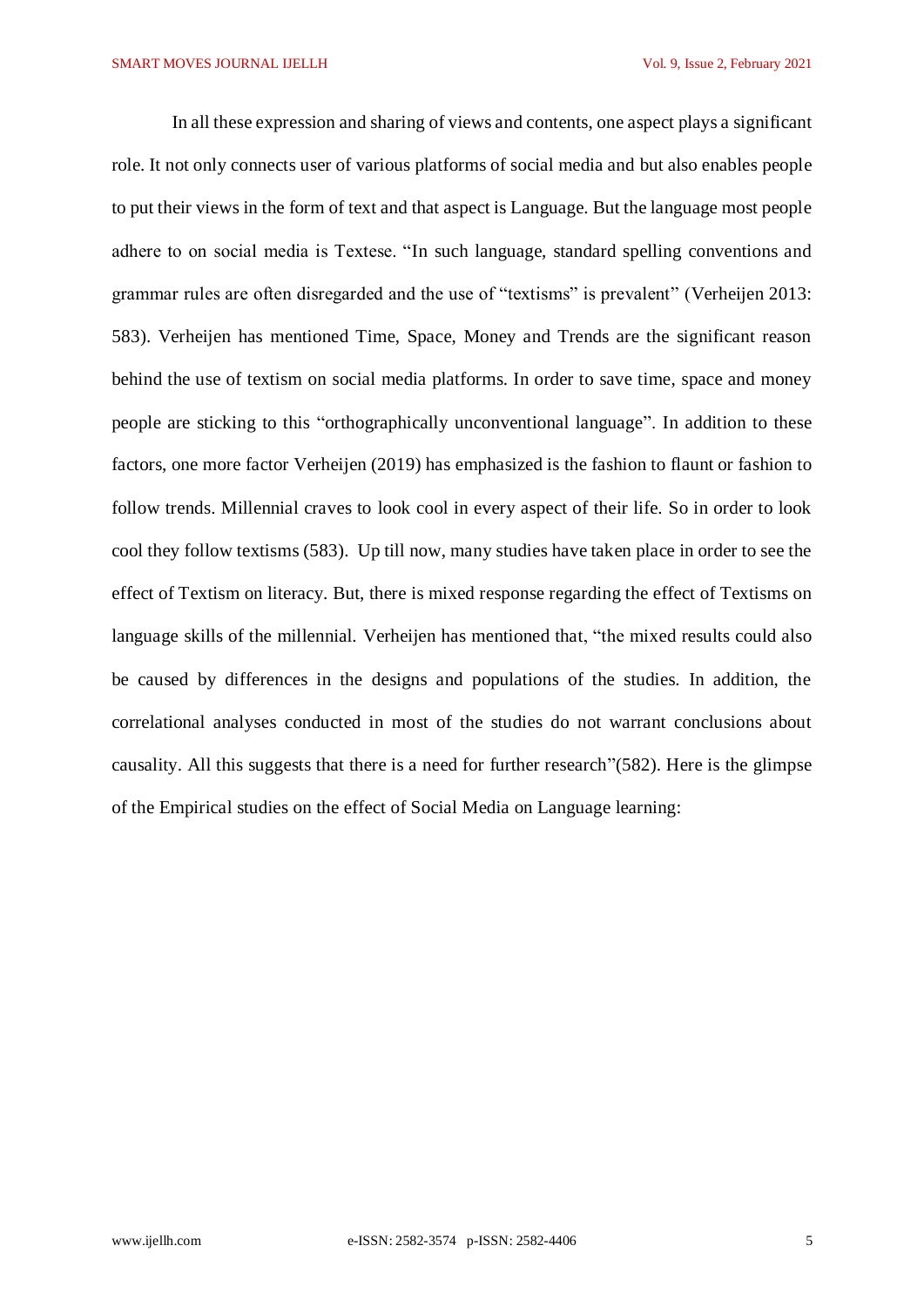In all these expression and sharing of views and contents, one aspect plays a significant role. It not only connects user of various platforms of social media and but also enables people to put their views in the form of text and that aspect is Language. But the language most people adhere to on social media is Textese. "In such language, standard spelling conventions and grammar rules are often disregarded and the use of "textisms" is prevalent" (Verheijen 2013: 583). Verheijen has mentioned Time, Space, Money and Trends are the significant reason behind the use of textism on social media platforms. In order to save time, space and money people are sticking to this "orthographically unconventional language". In addition to these factors, one more factor Verheijen (2019) has emphasized is the fashion to flaunt or fashion to follow trends. Millennial craves to look cool in every aspect of their life. So in order to look cool they follow textisms (583). Up till now, many studies have taken place in order to see the effect of Textism on literacy. But, there is mixed response regarding the effect of Textisms on language skills of the millennial. Verheijen has mentioned that, "the mixed results could also be caused by differences in the designs and populations of the studies. In addition, the correlational analyses conducted in most of the studies do not warrant conclusions about causality. All this suggests that there is a need for further research"(582). Here is the glimpse of the Empirical studies on the effect of Social Media on Language learning: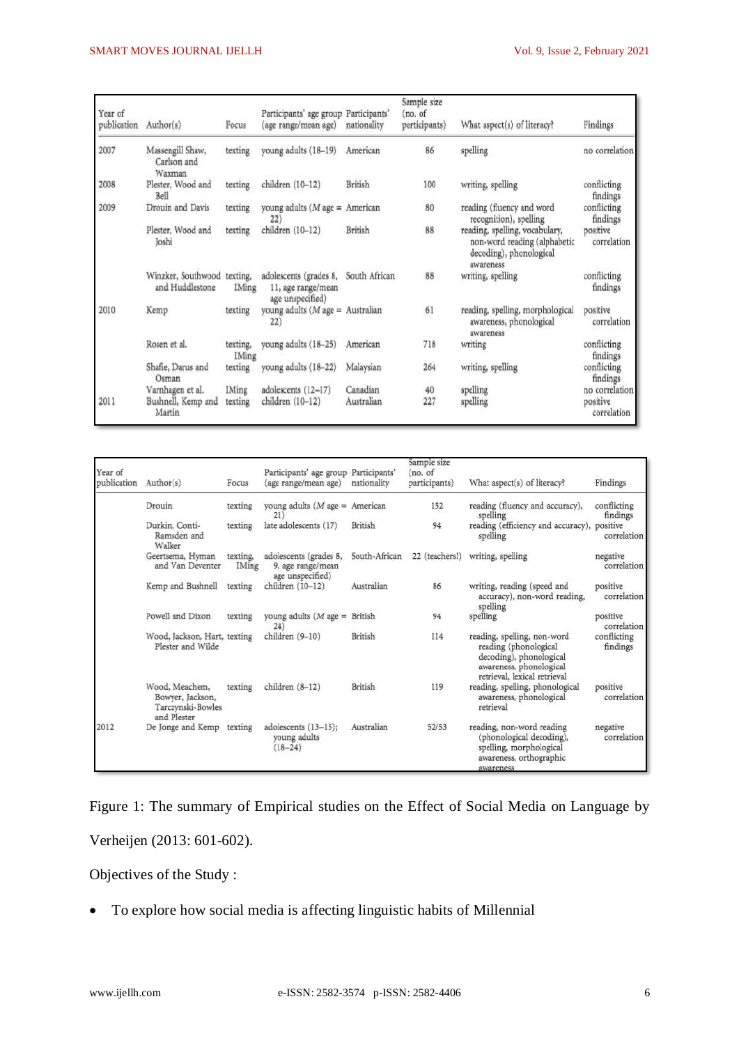| Year of publication | Author(s) | Focus | Participants' age group (age range/mean age) | Participants' nationality | Sample size (no. of participants) | What aspect(s) of literacy? | Findings |
|---|---|---|---|---|---|---|---|
| 2007 | Massengill Shaw, Carlson and Waxman | texting | young adults (18–19) | American | 86 | spelling | no correlation |
| 2008 | Plester, Wood and Bell | texting | children (10–12) | British | 100 | writing, spelling | conflicting findings |
| 2009 | Drouin and Davis | texting | young adults (*M* age = 22) | American | 80 | reading (fluency and word recognition), spelling | conflicting findings |
| | Plester, Wood and Joshi | texting | children (10–12) | British | 88 | reading, spelling, vocabulary, non-word reading (alphabetic decoding), phonological awareness | positive correlation |
| | Winzker, Southwood and Huddlestone | texting, IMing | adolescents (grades 8, 11, age range/mean age unspecified) | South African | 88 | writing, spelling | conflicting findings |
| 2010 | Kemp | texting | young adults (*M* age = 22) | Australian | 61 | reading, spelling, morphological awareness, phonological awareness | positive correlation |
| | Rosen et al. | texting, IMing | young adults (18–25) | American | 718 | writing | conflicting findings |
| | Shafie, Darus and Osman | texting | young adults (18–22) | Malaysian | 264 | writing, spelling | conflicting findings |
| | Varnhagen et al. | IMing | adolescents (12–17) | Canadian | 40 | spelling | no correlation |
| 2011 | Bushnell, Kemp and Martin | texting | children (10–12) | Australian | 227 | spelling | positive correlation |
| | Drouin | texting | young adults (*M* age = 21) | American | 152 | reading (fluency and accuracy), spelling | conflicting findings |
| | Durkin, Conti-Ramsden and Walker | texting | late adolescents (17) | British | 94 | reading (efficiency and accuracy), spelling | positive correlation |
| | Geertsema, Hyman and Van Deventer | texting, IMing | adolescents (grades 8, 9, age range/mean age unspecified) | South-African | 22 (teachers!) | writing, spelling | negative correlation |
| | Kemp and Bushnell | texting | children (10–12) | Australian | 86 | writing, reading (speed and accuracy), non-word reading, spelling | positive correlation |
| | Powell and Dixon | texting | young adults (*M* age = 24) | British | 94 | spelling | positive correlation |
| | Wood, Jackson, Hart, Plester and Wilde | texting | children (9–10) | British | 114 | reading, spelling, non-word reading (phonological decoding), phonological awareness, phonological retrieval, lexical retrieval | conflicting findings |
| | Wood, Meachem, Bowyer, Jackson, Tarczynski-Bowles and Plester | texting | children (8–12) | British | 119 | reading, spelling, phonological awareness, phonological retrieval | positive correlation |
| 2012 | De Jonge and Kemp | texting | adolescents (13–15); young adults (18–24) | Australian | 52/53 | reading, non-word reading (phonological decoding), spelling, morphological awareness, orthographic awareness | negative correlation |

Figure 1: The summary of Empirical studies on the Effect of Social Media on Language by Verheijen (2013: 601-602).

Objectives of the Study :

- To explore how social media is affecting linguistic habits of Millennial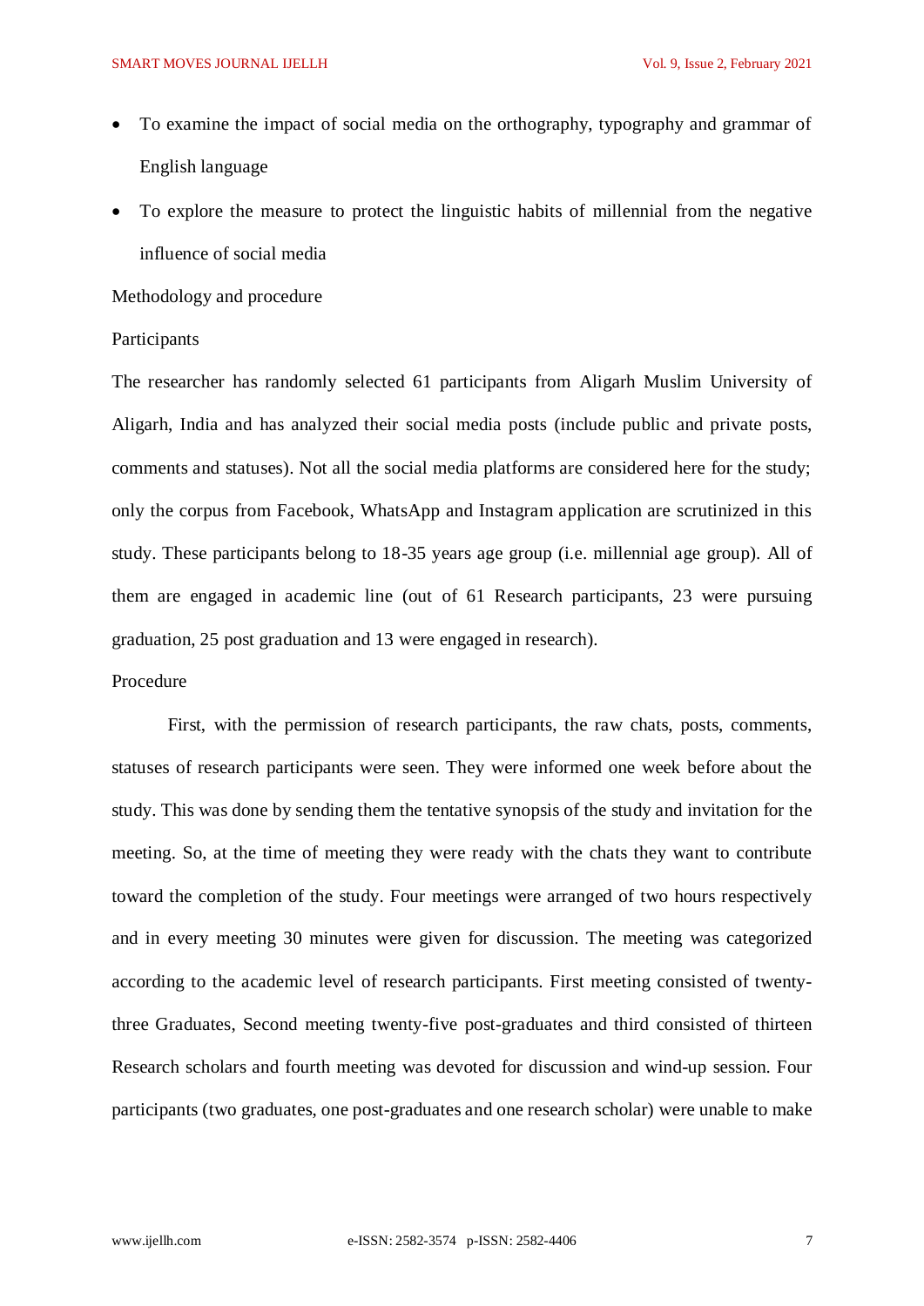- To examine the impact of social media on the orthography, typography and grammar of English language
- To explore the measure to protect the linguistic habits of millennial from the negative influence of social media

## Methodology and procedure

### Participants

The researcher has randomly selected 61 participants from Aligarh Muslim University of Aligarh, India and has analyzed their social media posts (include public and private posts, comments and statuses). Not all the social media platforms are considered here for the study; only the corpus from Facebook, WhatsApp and Instagram application are scrutinized in this study. These participants belong to 18-35 years age group (i.e. millennial age group). All of them are engaged in academic line (out of 61 Research participants, 23 were pursuing graduation, 25 post graduation and 13 were engaged in research).

### Procedure

First, with the permission of research participants, the raw chats, posts, comments, statuses of research participants were seen. They were informed one week before about the study. This was done by sending them the tentative synopsis of the study and invitation for the meeting. So, at the time of meeting they were ready with the chats they want to contribute toward the completion of the study. Four meetings were arranged of two hours respectively and in every meeting 30 minutes were given for discussion. The meeting was categorized according to the academic level of research participants. First meeting consisted of twenty-three Graduates, Second meeting twenty-five post-graduates and third consisted of thirteen Research scholars and fourth meeting was devoted for discussion and wind-up session. Four participants (two graduates, one post-graduates and one research scholar) were unable to make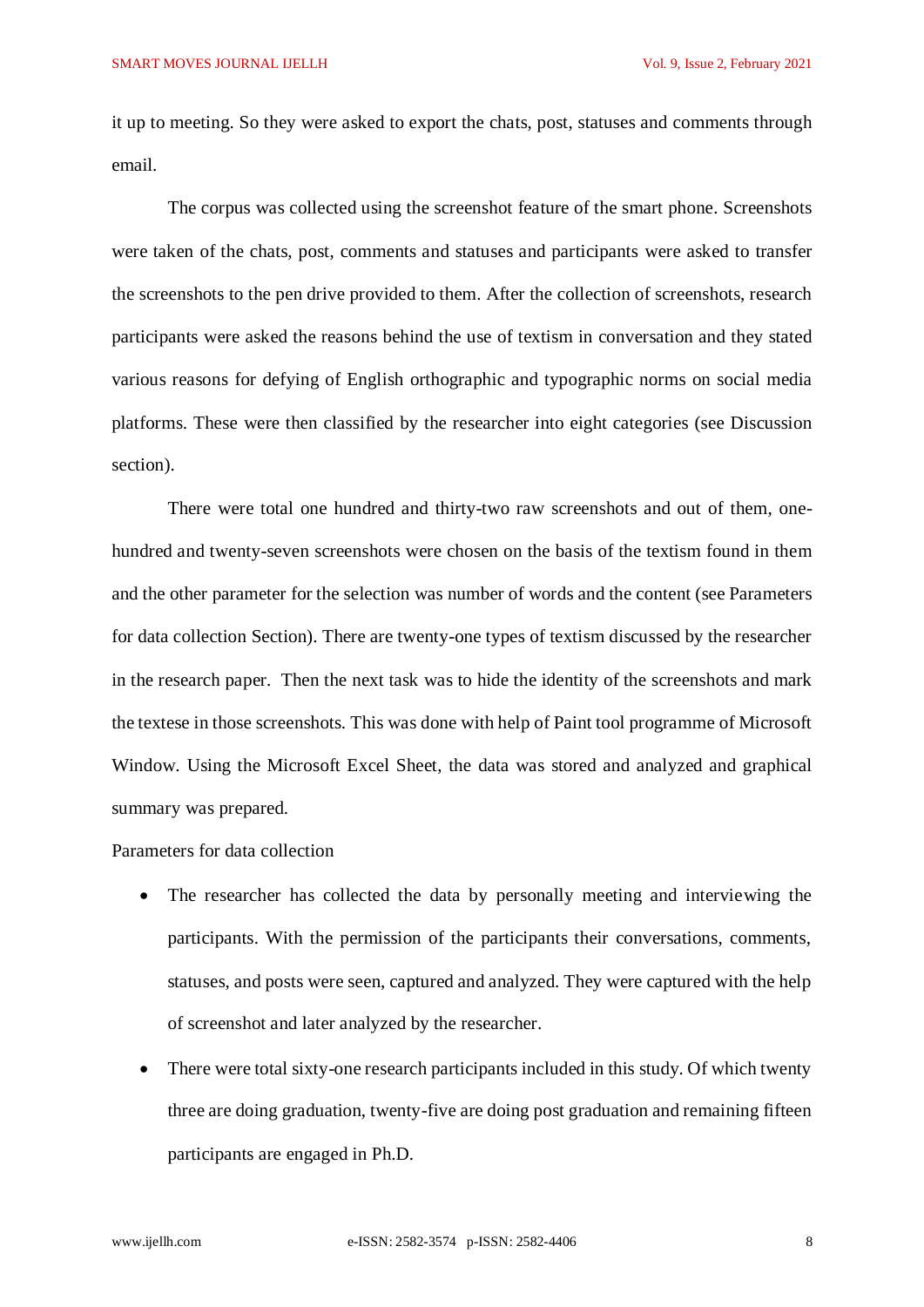it up to meeting. So they were asked to export the chats, post, statuses and comments through email.

The corpus was collected using the screenshot feature of the smart phone. Screenshots were taken of the chats, post, comments and statuses and participants were asked to transfer the screenshots to the pen drive provided to them. After the collection of screenshots, research participants were asked the reasons behind the use of textism in conversation and they stated various reasons for defying of English orthographic and typographic norms on social media platforms. These were then classified by the researcher into eight categories (see Discussion section).

There were total one hundred and thirty-two raw screenshots and out of them, one-hundred and twenty-seven screenshots were chosen on the basis of the textism found in them and the other parameter for the selection was number of words and the content (see Parameters for data collection Section). There are twenty-one types of textism discussed by the researcher in the research paper. Then the next task was to hide the identity of the screenshots and mark the textese in those screenshots. This was done with help of Paint tool programme of Microsoft Window. Using the Microsoft Excel Sheet, the data was stored and analyzed and graphical summary was prepared.

Parameters for data collection

- The researcher has collected the data by personally meeting and interviewing the participants. With the permission of the participants their conversations, comments, statuses, and posts were seen, captured and analyzed. They were captured with the help of screenshot and later analyzed by the researcher.
- There were total sixty-one research participants included in this study. Of which twenty three are doing graduation, twenty-five are doing post graduation and remaining fifteen participants are engaged in Ph.D.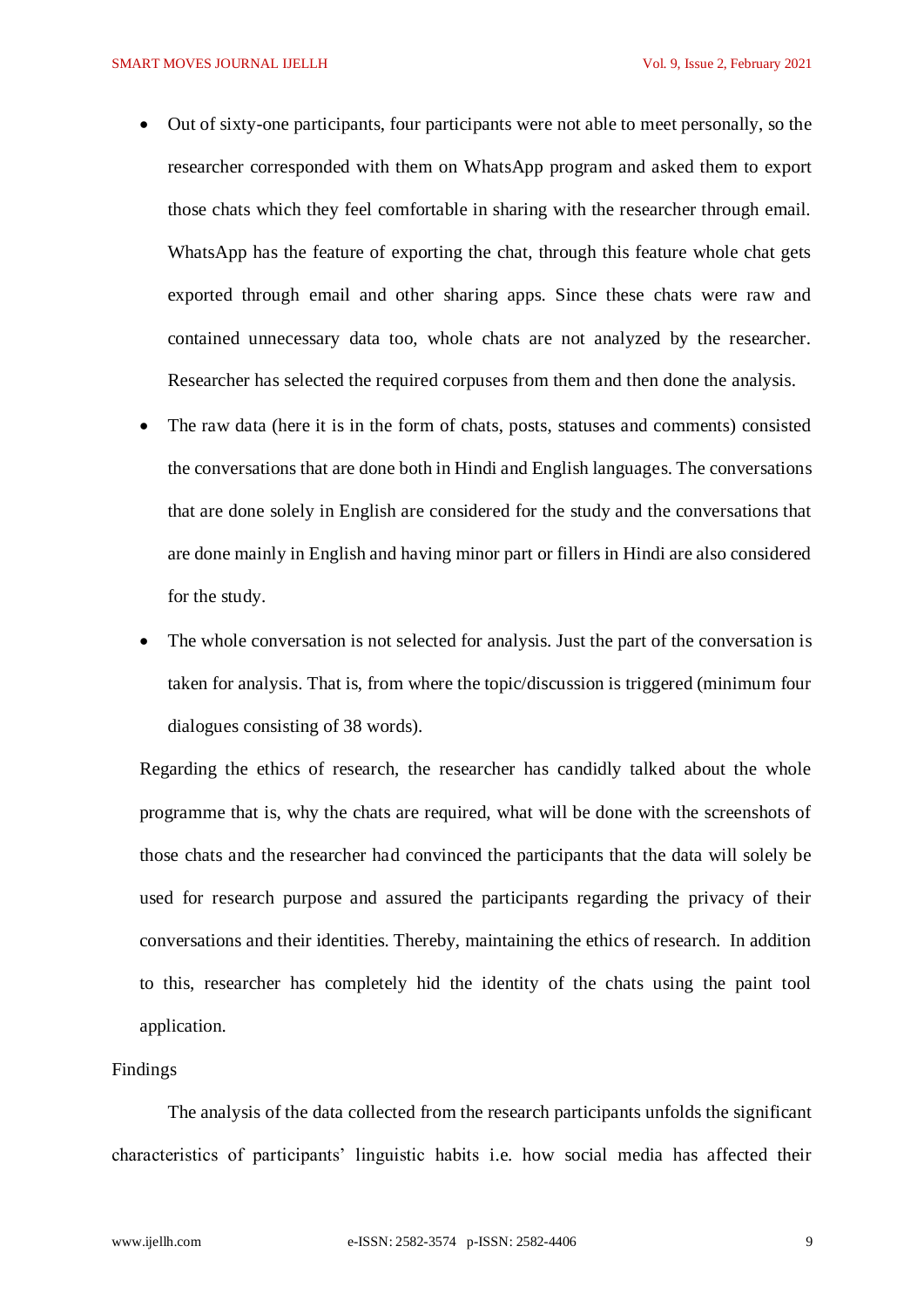- Out of sixty-one participants, four participants were not able to meet personally, so the researcher corresponded with them on WhatsApp program and asked them to export those chats which they feel comfortable in sharing with the researcher through email. WhatsApp has the feature of exporting the chat, through this feature whole chat gets exported through email and other sharing apps. Since these chats were raw and contained unnecessary data too, whole chats are not analyzed by the researcher. Researcher has selected the required corpuses from them and then done the analysis.
- The raw data (here it is in the form of chats, posts, statuses and comments) consisted the conversations that are done both in Hindi and English languages. The conversations that are done solely in English are considered for the study and the conversations that are done mainly in English and having minor part or fillers in Hindi are also considered for the study.
- The whole conversation is not selected for analysis. Just the part of the conversation is taken for analysis. That is, from where the topic/discussion is triggered (minimum four dialogues consisting of 38 words).

Regarding the ethics of research, the researcher has candidly talked about the whole programme that is, why the chats are required, what will be done with the screenshots of those chats and the researcher had convinced the participants that the data will solely be used for research purpose and assured the participants regarding the privacy of their conversations and their identities. Thereby, maintaining the ethics of research. In addition to this, researcher has completely hid the identity of the chats using the paint tool application.

## Findings

The analysis of the data collected from the research participants unfolds the significant characteristics of participants' linguistic habits i.e. how social media has affected their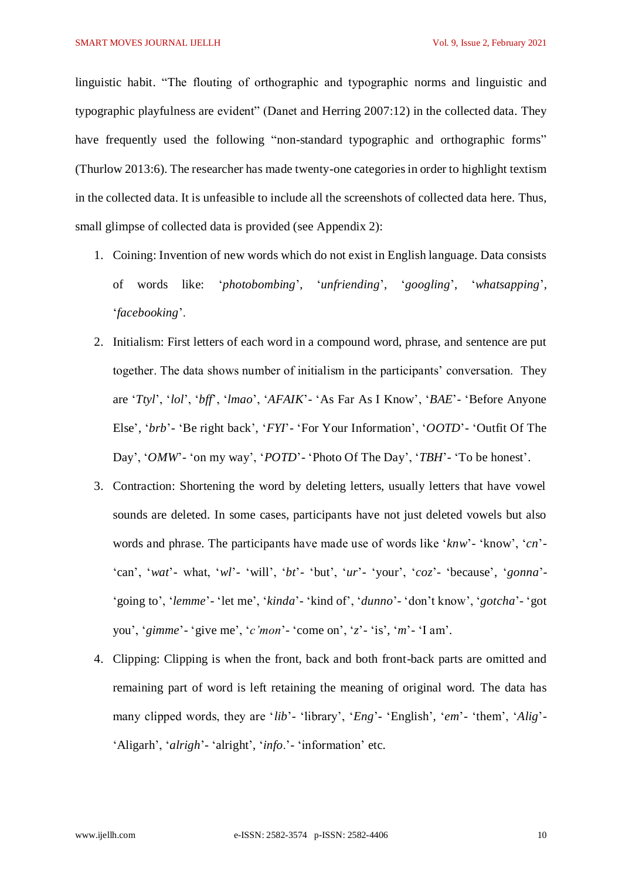linguistic habit. "The flouting of orthographic and typographic norms and linguistic and typographic playfulness are evident" (Danet and Herring 2007:12) in the collected data. They have frequently used the following "non-standard typographic and orthographic forms" (Thurlow 2013:6). The researcher has made twenty-one categories in order to highlight textism in the collected data. It is unfeasible to include all the screenshots of collected data here. Thus, small glimpse of collected data is provided (see Appendix 2):

1. Coining: Invention of new words which do not exist in English language. Data consists of words like: '*photobombing*', '*unfriending*', '*googling*', '*whatsapping*', '*facebooking*'.
2. Initialism: First letters of each word in a compound word, phrase, and sentence are put together. The data shows number of initialism in the participants' conversation. They are '*Ttyl*', '*lol*', '*bff*', '*lmao*', '*AFAIK*'- 'As Far As I Know', '*BAE*'- 'Before Anyone Else', '*brb*'- 'Be right back', '*FYI*'- 'For Your Information', '*OOTD*'- 'Outfit Of The Day', '*OMW*'- 'on my way', '*POTD*'- 'Photo Of The Day', '*TBH*'- 'To be honest'.
3. Contraction: Shortening the word by deleting letters, usually letters that have vowel sounds are deleted. In some cases, participants have not just deleted vowels but also words and phrase. The participants have made use of words like '*knw*'- 'know', '*cn*'- 'can', '*wat*'- what, '*wl*'- 'will', '*bt*'- 'but', '*ur*'- 'your', '*coz*'- 'because', '*gonna*'- 'going to', '*lemme*'- 'let me', '*kinda*'- 'kind of', '*dunno*'- 'don't know', '*gotcha*'- 'got you', '*gimme*'- 'give me', '*c'mon*'- 'come on', '*z*'- 'is', '*m*'- 'I am'.
4. Clipping: Clipping is when the front, back and both front-back parts are omitted and remaining part of word is left retaining the meaning of original word. The data has many clipped words, they are '*lib*'- 'library', '*Eng*'- 'English', '*em*'- 'them', '*Alig*'- 'Aligarh', '*alrigh*'- 'alright', '*info.*'- 'information' etc.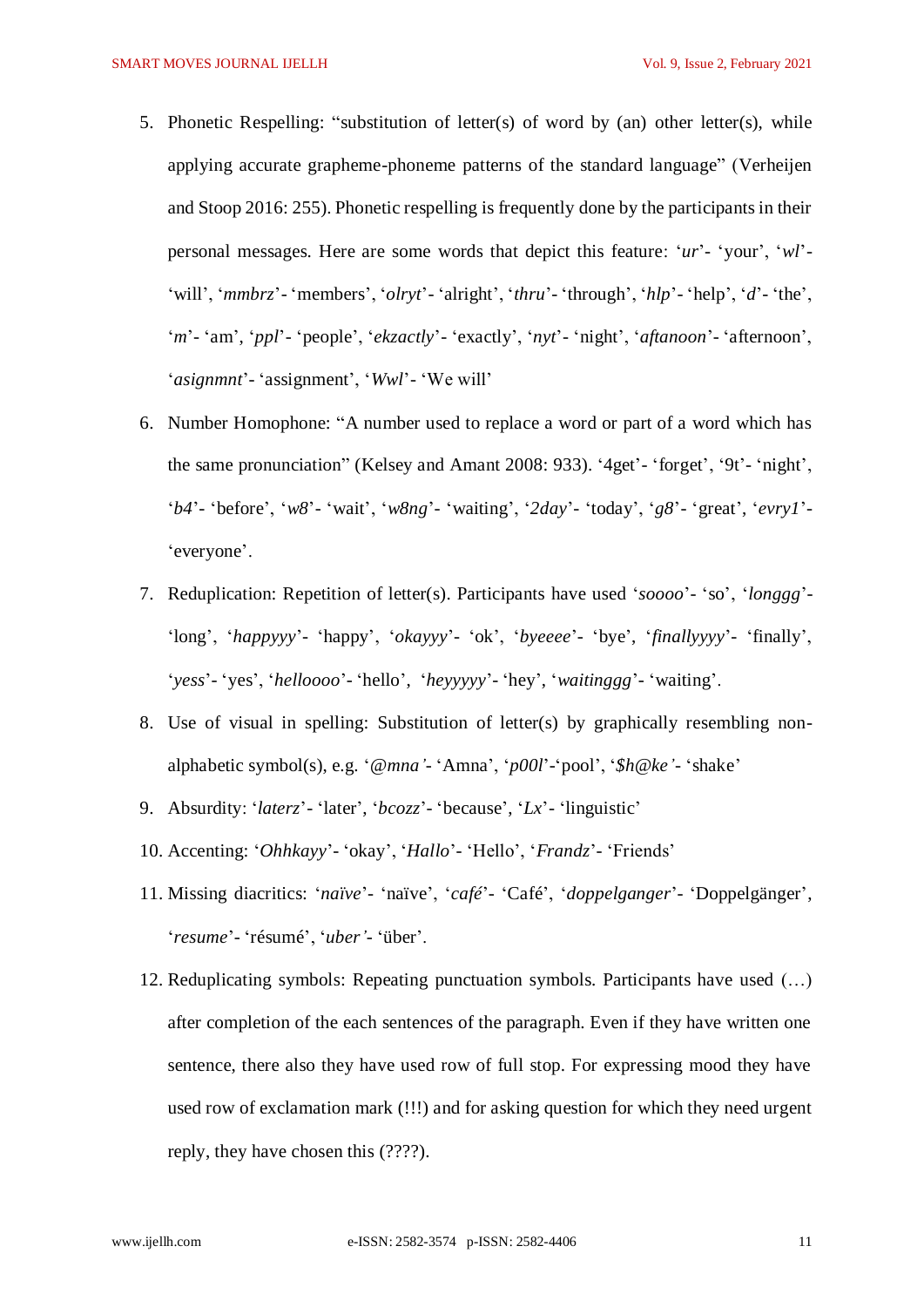5. Phonetic Respelling: "substitution of letter(s) of word by (an) other letter(s), while applying accurate grapheme-phoneme patterns of the standard language" (Verheijen and Stoop 2016: 255). Phonetic respelling is frequently done by the participants in their personal messages. Here are some words that depict this feature: '*ur*'- 'your', '*wl*'- 'will', '*mmbrz*'- 'members', '*olryt*'- 'alright', '*thru*'- 'through', '*hlp*'- 'help', '*d*'- 'the', '*m*'- 'am', '*ppl*'- 'people', '*ekzactly*'- 'exactly', '*nyt*'- 'night', '*aftanoon*'- 'afternoon', '*asignmnt*'- 'assignment', '*Wwl*'- 'We will'
6. Number Homophone: "A number used to replace a word or part of a word which has the same pronunciation" (Kelsey and Amant 2008: 933). '4get'- 'forget', '9t'- 'night', '*b4*'- 'before', '*w8*'- 'wait', '*w8ng*'- 'waiting', '*2day*'- 'today', '*g8*'- 'great', '*evry1*'- 'everyone'.
7. Reduplication: Repetition of letter(s). Participants have used '*soooo*'- 'so', '*longgg*'- 'long', '*happyyy*'- 'happy', '*okayyy*'- 'ok', '*byeeee*'- 'bye', '*finallyyyy*'- 'finally', '*yess*'- 'yes', '*helloooo*'- 'hello', '*heyyyyy*'- 'hey', '*waitinggg*'- 'waiting'.
8. Use of visual in spelling: Substitution of letter(s) by graphically resembling non-alphabetic symbol(s), e.g. '*@mna'*- 'Amna', '*p00l*'-'pool', '*$h@ke'*- 'shake'
9. Absurdity: '*laterz*'- 'later', '*bcozz*'- 'because', '*Lx*'- 'linguistic'
10. Accenting: '*Ohhkayy*'- 'okay', '*Hallo*'- 'Hello', '*Frandz*'- 'Friends'
11. Missing diacritics: '*naïve*'- 'naïve', '*café*'- 'Café', '*doppelganger*'- 'Doppelgänger', '*resume*'- 'résumé', '*uber'*- 'über'.
12. Reduplicating symbols: Repeating punctuation symbols. Participants have used (…) after completion of the each sentences of the paragraph. Even if they have written one sentence, there also they have used row of full stop. For expressing mood they have used row of exclamation mark (!!!) and for asking question for which they need urgent reply, they have chosen this (????).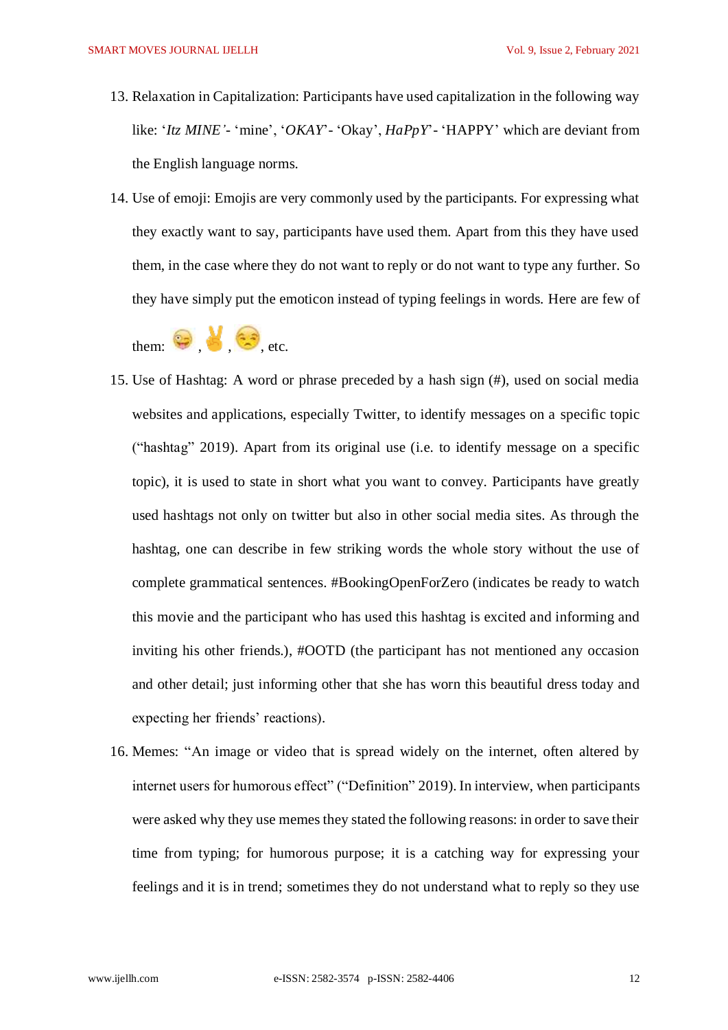13. Relaxation in Capitalization: Participants have used capitalization in the following way like: '*Itz MINE'*- 'mine', '*OKAY*'- 'Okay', *HaPpY*'- 'HAPPY' which are deviant from the English language norms.

14. Use of emoji: Emojis are very commonly used by the participants. For expressing what they exactly want to say, participants have used them. Apart from this they have used them, in the case where they do not want to reply or do not want to type any further. So they have simply put the emoticon instead of typing feelings in words. Here are few of them: 😜, ✌, 😒, etc.

15. Use of Hashtag: A word or phrase preceded by a hash sign (#), used on social media websites and applications, especially Twitter, to identify messages on a specific topic ("hashtag" 2019). Apart from its original use (i.e. to identify message on a specific topic), it is used to state in short what you want to convey. Participants have greatly used hashtags not only on twitter but also in other social media sites. As through the hashtag, one can describe in few striking words the whole story without the use of complete grammatical sentences. #BookingOpenForZero (indicates be ready to watch this movie and the participant who has used this hashtag is excited and informing and inviting his other friends.), #OOTD (the participant has not mentioned any occasion and other detail; just informing other that she has worn this beautiful dress today and expecting her friends' reactions).

16. Memes: "An image or video that is spread widely on the internet, often altered by internet users for humorous effect" ("Definition" 2019). In interview, when participants were asked why they use memes they stated the following reasons: in order to save their time from typing; for humorous purpose; it is a catching way for expressing your feelings and it is in trend; sometimes they do not understand what to reply so they use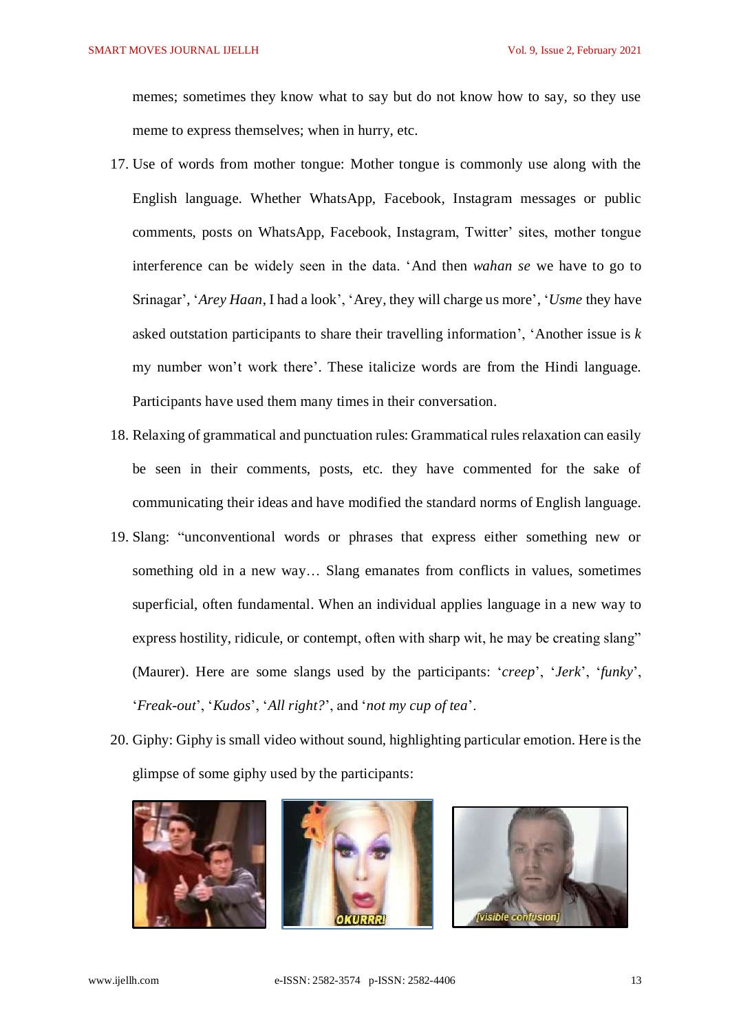memes; sometimes they know what to say but do not know how to say, so they use meme to express themselves; when in hurry, etc.

17. Use of words from mother tongue: Mother tongue is commonly use along with the English language. Whether WhatsApp, Facebook, Instagram messages or public comments, posts on WhatsApp, Facebook, Instagram, Twitter' sites, mother tongue interference can be widely seen in the data. 'And then *wahan se* we have to go to Srinagar', '*Arey Haan*, I had a look', 'Arey, they will charge us more', '*Usme* they have asked outstation participants to share their travelling information', 'Another issue is *k* my number won't work there'. These italicize words are from the Hindi language. Participants have used them many times in their conversation.
18. Relaxing of grammatical and punctuation rules: Grammatical rules relaxation can easily be seen in their comments, posts, etc. they have commented for the sake of communicating their ideas and have modified the standard norms of English language.
19. Slang: "unconventional words or phrases that express either something new or something old in a new way… Slang emanates from conflicts in values, sometimes superficial, often fundamental. When an individual applies language in a new way to express hostility, ridicule, or contempt, often with sharp wit, he may be creating slang" (Maurer). Here are some slangs used by the participants: '*creep*', '*Jerk*', '*funky*', '*Freak-out*', '*Kudos*', '*All right?*', and '*not my cup of tea*'.
20. Giphy: Giphy is small video without sound, highlighting particular emotion. Here is the glimpse of some giphy used by the participants: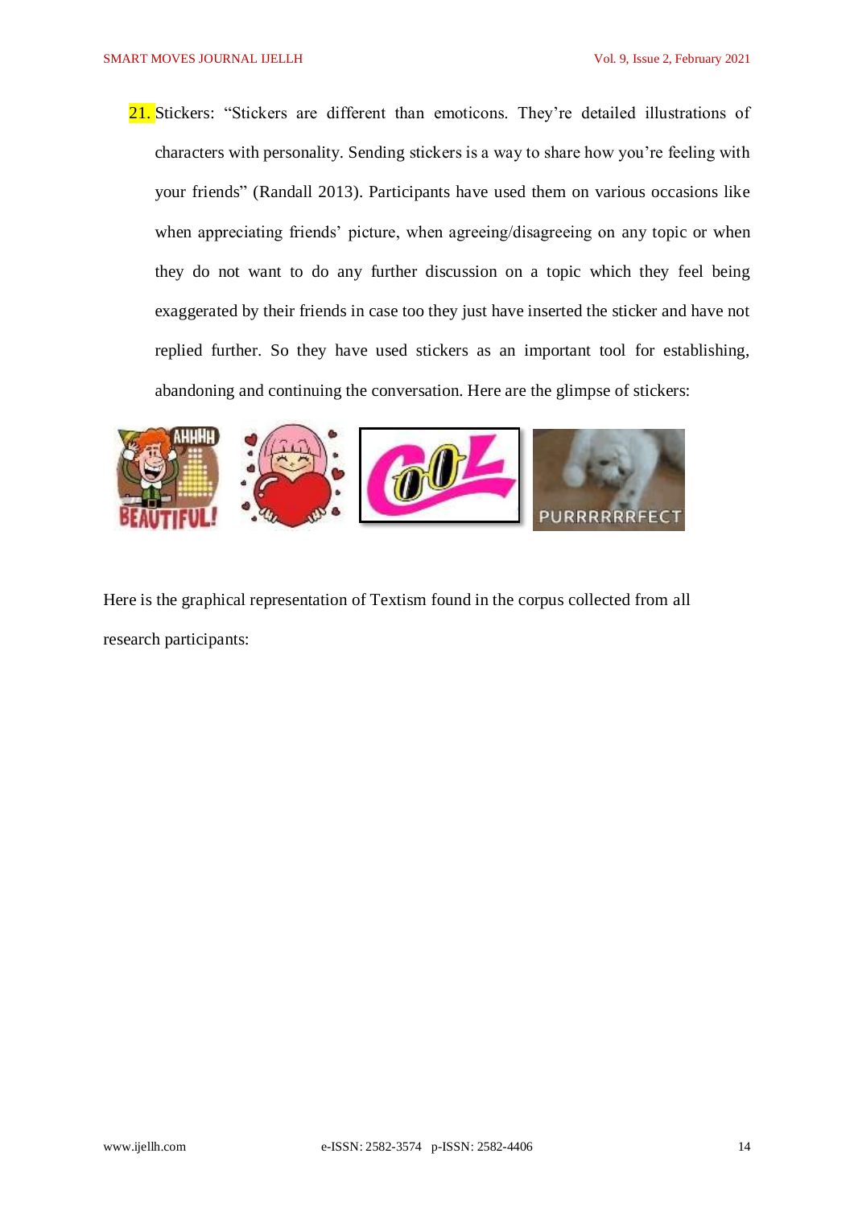21. Stickers: "Stickers are different than emoticons. They're detailed illustrations of characters with personality. Sending stickers is a way to share how you're feeling with your friends" (Randall 2013). Participants have used them on various occasions like when appreciating friends' picture, when agreeing/disagreeing on any topic or when they do not want to do any further discussion on a topic which they feel being exaggerated by their friends in case too they just have inserted the sticker and have not replied further. So they have used stickers as an important tool for establishing, abandoning and continuing the conversation. Here are the glimpse of stickers:

Here is the graphical representation of Textism found in the corpus collected from all research participants: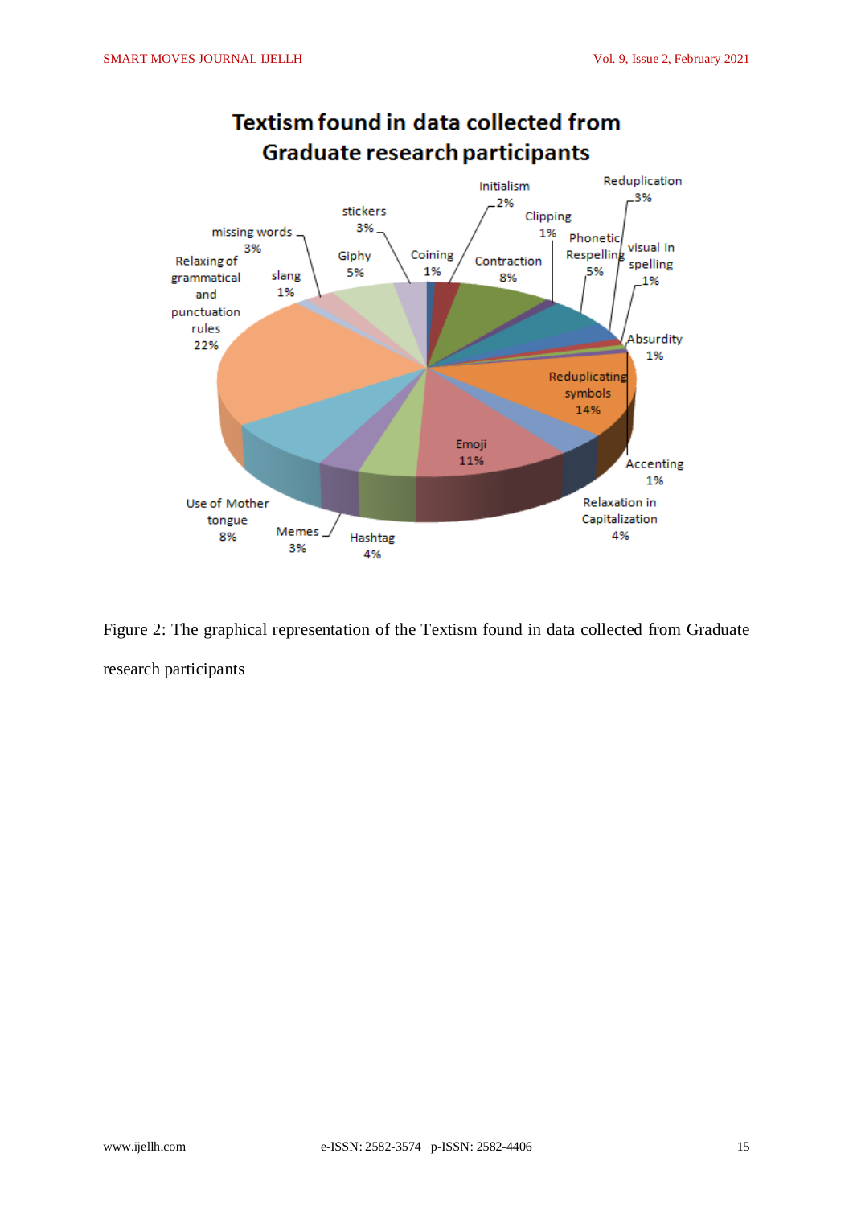Figure 2: The graphical representation of the Textism found in data collected from Graduate research participants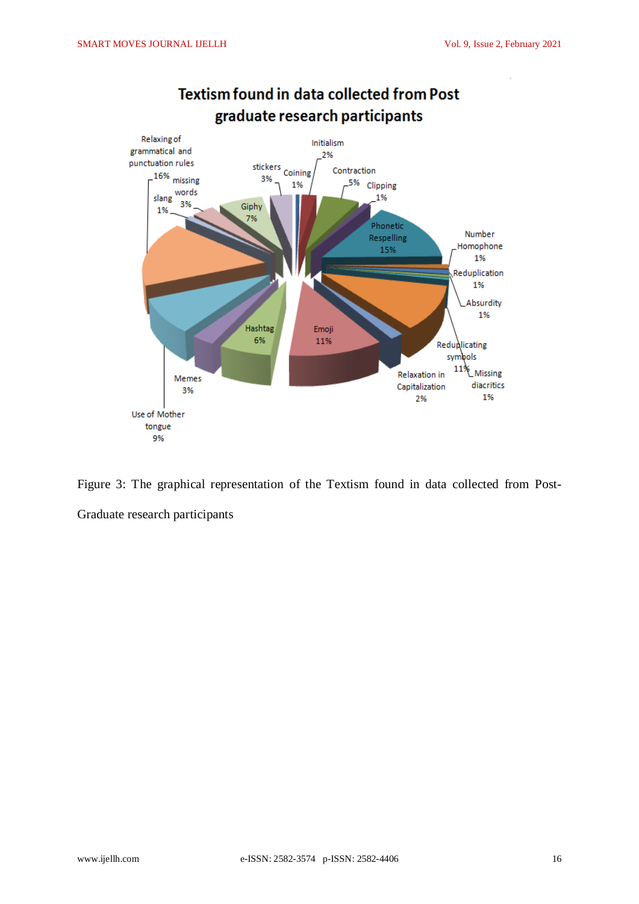Figure 3: The graphical representation of the Textism found in data collected from Post-Graduate research participants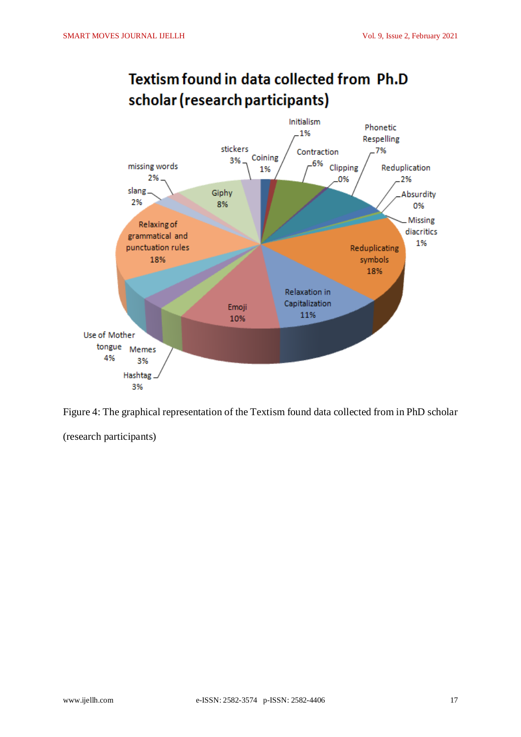Figure 4: The graphical representation of the Textism found data collected from in PhD scholar (research participants)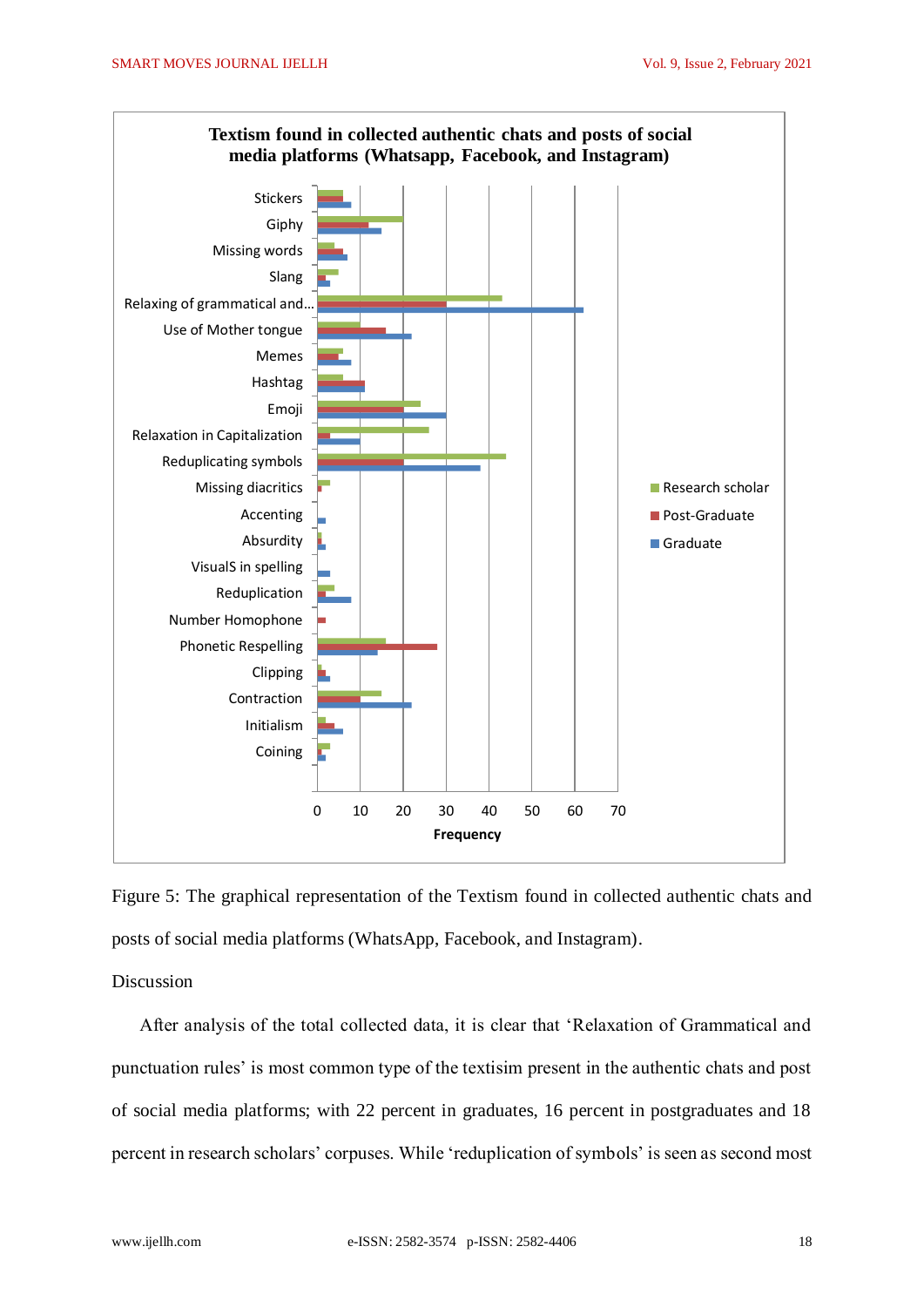Figure 5: The graphical representation of the Textism found in collected authentic chats and posts of social media platforms (WhatsApp, Facebook, and Instagram).

Discussion

After analysis of the total collected data, it is clear that 'Relaxation of Grammatical and punctuation rules' is most common type of the textisim present in the authentic chats and post of social media platforms; with 22 percent in graduates, 16 percent in postgraduates and 18 percent in research scholars' corpuses. While 'reduplication of symbols' is seen as second most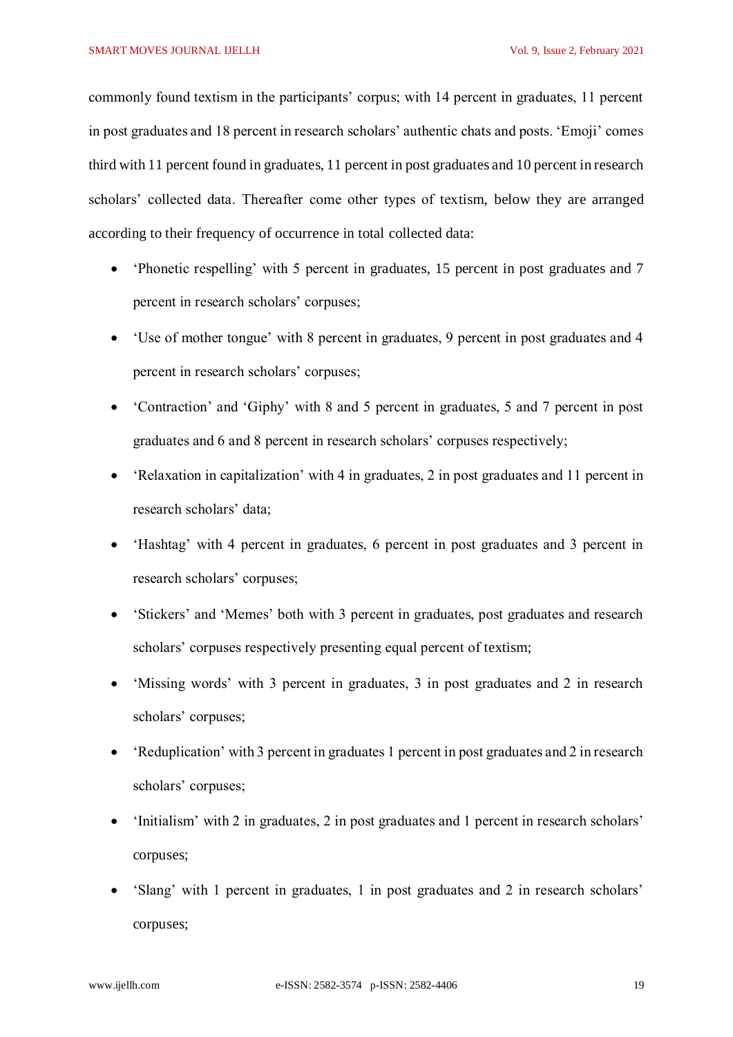commonly found textism in the participants' corpus; with 14 percent in graduates, 11 percent in post graduates and 18 percent in research scholars' authentic chats and posts. 'Emoji' comes third with 11 percent found in graduates, 11 percent in post graduates and 10 percent in research scholars' collected data. Thereafter come other types of textism, below they are arranged according to their frequency of occurrence in total collected data:

- 'Phonetic respelling' with 5 percent in graduates, 15 percent in post graduates and 7 percent in research scholars' corpuses;
- 'Use of mother tongue' with 8 percent in graduates, 9 percent in post graduates and 4 percent in research scholars' corpuses;
- 'Contraction' and 'Giphy' with 8 and 5 percent in graduates, 5 and 7 percent in post graduates and 6 and 8 percent in research scholars' corpuses respectively;
- 'Relaxation in capitalization' with 4 in graduates, 2 in post graduates and 11 percent in research scholars' data;
- 'Hashtag' with 4 percent in graduates, 6 percent in post graduates and 3 percent in research scholars' corpuses;
- 'Stickers' and 'Memes' both with 3 percent in graduates, post graduates and research scholars' corpuses respectively presenting equal percent of textism;
- 'Missing words' with 3 percent in graduates, 3 in post graduates and 2 in research scholars' corpuses;
- 'Reduplication' with 3 percent in graduates 1 percent in post graduates and 2 in research scholars' corpuses;
- 'Initialism' with 2 in graduates, 2 in post graduates and 1 percent in research scholars' corpuses;
- 'Slang' with 1 percent in graduates, 1 in post graduates and 2 in research scholars' corpuses;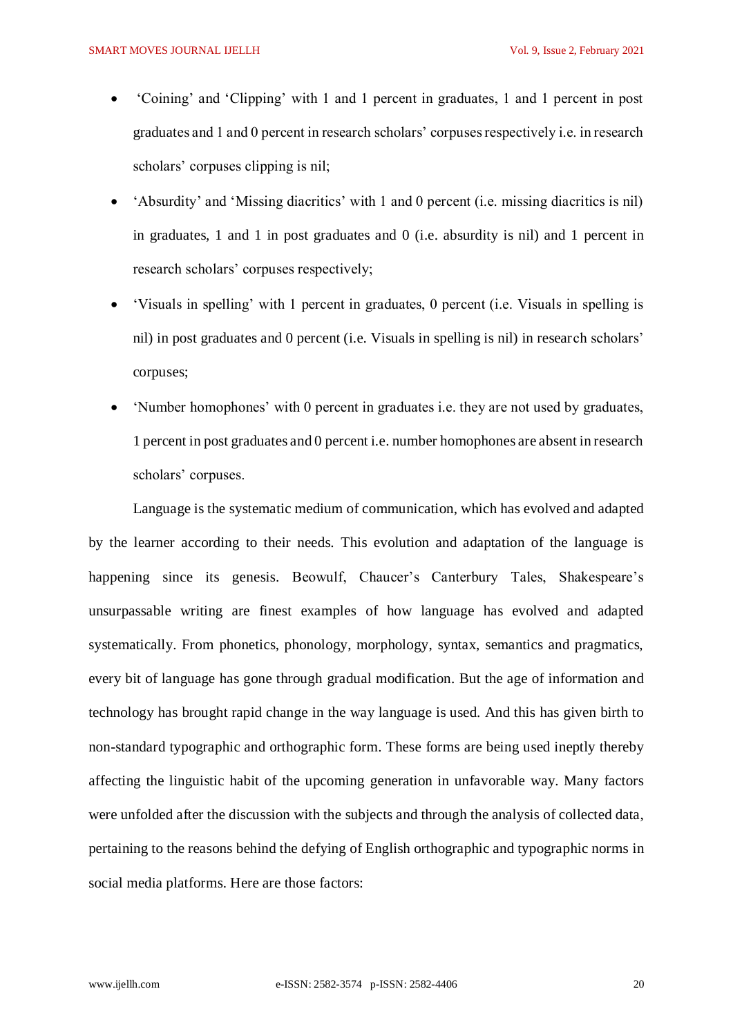- 'Coining' and 'Clipping' with 1 and 1 percent in graduates, 1 and 1 percent in post graduates and 1 and 0 percent in research scholars' corpuses respectively i.e. in research scholars' corpuses clipping is nil;
- 'Absurdity' and 'Missing diacritics' with 1 and 0 percent (i.e. missing diacritics is nil) in graduates, 1 and 1 in post graduates and 0 (i.e. absurdity is nil) and 1 percent in research scholars' corpuses respectively;
- 'Visuals in spelling' with 1 percent in graduates, 0 percent (i.e. Visuals in spelling is nil) in post graduates and 0 percent (i.e. Visuals in spelling is nil) in research scholars' corpuses;
- 'Number homophones' with 0 percent in graduates i.e. they are not used by graduates, 1 percent in post graduates and 0 percent i.e. number homophones are absent in research scholars' corpuses.

Language is the systematic medium of communication, which has evolved and adapted by the learner according to their needs. This evolution and adaptation of the language is happening since its genesis. Beowulf, Chaucer's Canterbury Tales, Shakespeare's unsurpassable writing are finest examples of how language has evolved and adapted systematically. From phonetics, phonology, morphology, syntax, semantics and pragmatics, every bit of language has gone through gradual modification. But the age of information and technology has brought rapid change in the way language is used. And this has given birth to non-standard typographic and orthographic form. These forms are being used ineptly thereby affecting the linguistic habit of the upcoming generation in unfavorable way. Many factors were unfolded after the discussion with the subjects and through the analysis of collected data, pertaining to the reasons behind the defying of English orthographic and typographic norms in social media platforms. Here are those factors: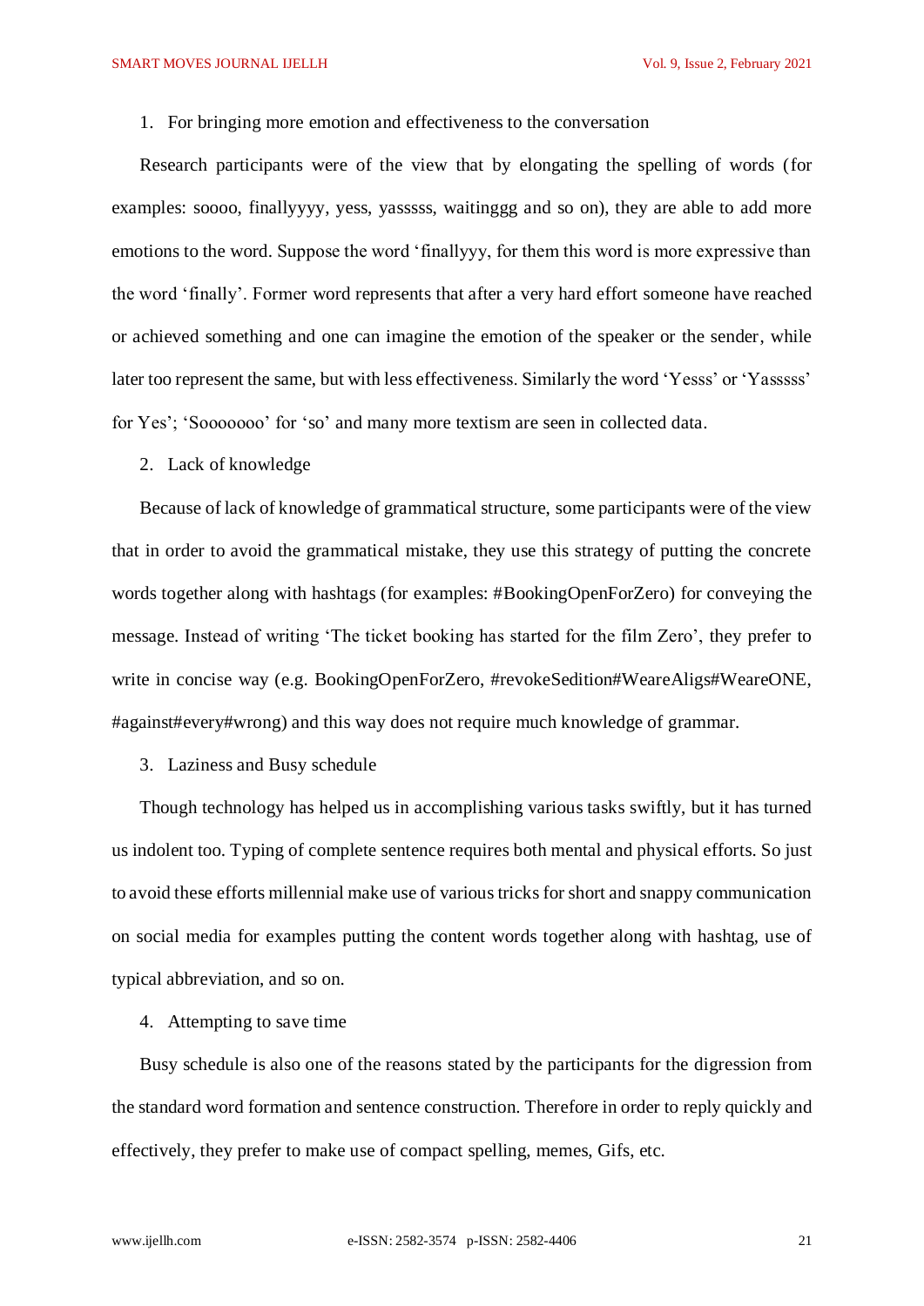1. For bringing more emotion and effectiveness to the conversation

Research participants were of the view that by elongating the spelling of words (for examples: soooo, finallyyyy, yess, yasssss, waitinggg and so on), they are able to add more emotions to the word. Suppose the word 'finallyyy, for them this word is more expressive than the word 'finally'. Former word represents that after a very hard effort someone have reached or achieved something and one can imagine the emotion of the speaker or the sender, while later too represent the same, but with less effectiveness. Similarly the word 'Yesss' or 'Yasssss' for Yes'; 'Sooooooo' for 'so' and many more textism are seen in collected data.

2. Lack of knowledge

Because of lack of knowledge of grammatical structure, some participants were of the view that in order to avoid the grammatical mistake, they use this strategy of putting the concrete words together along with hashtags (for examples: #BookingOpenForZero) for conveying the message. Instead of writing 'The ticket booking has started for the film Zero', they prefer to write in concise way (e.g. BookingOpenForZero, #revokeSedition#WeareAligs#WeareONE, #against#every#wrong) and this way does not require much knowledge of grammar.

3. Laziness and Busy schedule

Though technology has helped us in accomplishing various tasks swiftly, but it has turned us indolent too. Typing of complete sentence requires both mental and physical efforts. So just to avoid these efforts millennial make use of various tricks for short and snappy communication on social media for examples putting the content words together along with hashtag, use of typical abbreviation, and so on.

4. Attempting to save time

Busy schedule is also one of the reasons stated by the participants for the digression from the standard word formation and sentence construction. Therefore in order to reply quickly and effectively, they prefer to make use of compact spelling, memes, Gifs, etc.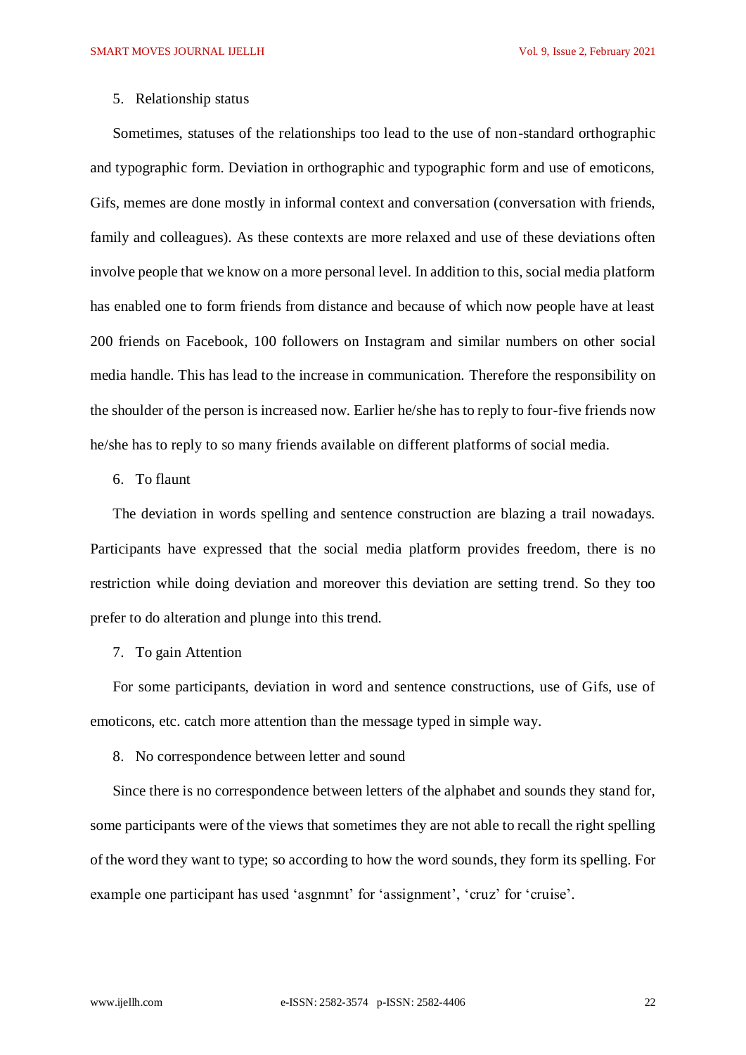5. Relationship status

Sometimes, statuses of the relationships too lead to the use of non-standard orthographic and typographic form. Deviation in orthographic and typographic form and use of emoticons, Gifs, memes are done mostly in informal context and conversation (conversation with friends, family and colleagues). As these contexts are more relaxed and use of these deviations often involve people that we know on a more personal level. In addition to this, social media platform has enabled one to form friends from distance and because of which now people have at least 200 friends on Facebook, 100 followers on Instagram and similar numbers on other social media handle. This has lead to the increase in communication. Therefore the responsibility on the shoulder of the person is increased now. Earlier he/she has to reply to four-five friends now he/she has to reply to so many friends available on different platforms of social media.

6. To flaunt

The deviation in words spelling and sentence construction are blazing a trail nowadays. Participants have expressed that the social media platform provides freedom, there is no restriction while doing deviation and moreover this deviation are setting trend. So they too prefer to do alteration and plunge into this trend.

7. To gain Attention

For some participants, deviation in word and sentence constructions, use of Gifs, use of emoticons, etc. catch more attention than the message typed in simple way.

8. No correspondence between letter and sound

Since there is no correspondence between letters of the alphabet and sounds they stand for, some participants were of the views that sometimes they are not able to recall the right spelling of the word they want to type; so according to how the word sounds, they form its spelling. For example one participant has used 'asgnmnt' for 'assignment', 'cruz' for 'cruise'.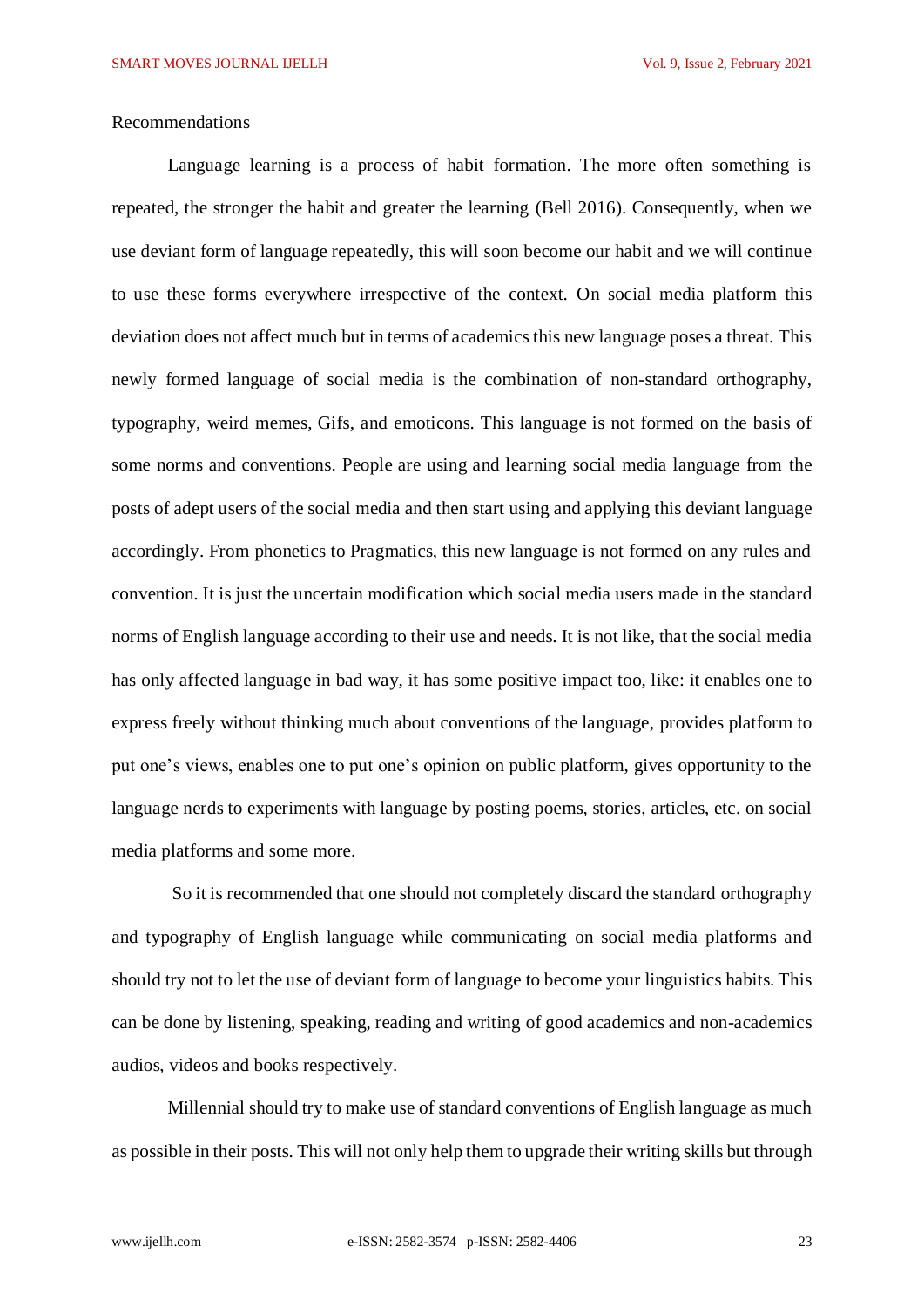## Recommendations

Language learning is a process of habit formation. The more often something is repeated, the stronger the habit and greater the learning (Bell 2016). Consequently, when we use deviant form of language repeatedly, this will soon become our habit and we will continue to use these forms everywhere irrespective of the context. On social media platform this deviation does not affect much but in terms of academics this new language poses a threat. This newly formed language of social media is the combination of non-standard orthography, typography, weird memes, Gifs, and emoticons. This language is not formed on the basis of some norms and conventions. People are using and learning social media language from the posts of adept users of the social media and then start using and applying this deviant language accordingly. From phonetics to Pragmatics, this new language is not formed on any rules and convention. It is just the uncertain modification which social media users made in the standard norms of English language according to their use and needs. It is not like, that the social media has only affected language in bad way, it has some positive impact too, like: it enables one to express freely without thinking much about conventions of the language, provides platform to put one's views, enables one to put one's opinion on public platform, gives opportunity to the language nerds to experiments with language by posting poems, stories, articles, etc. on social media platforms and some more.

So it is recommended that one should not completely discard the standard orthography and typography of English language while communicating on social media platforms and should try not to let the use of deviant form of language to become your linguistics habits. This can be done by listening, speaking, reading and writing of good academics and non-academics audios, videos and books respectively.

Millennial should try to make use of standard conventions of English language as much as possible in their posts. This will not only help them to upgrade their writing skills but through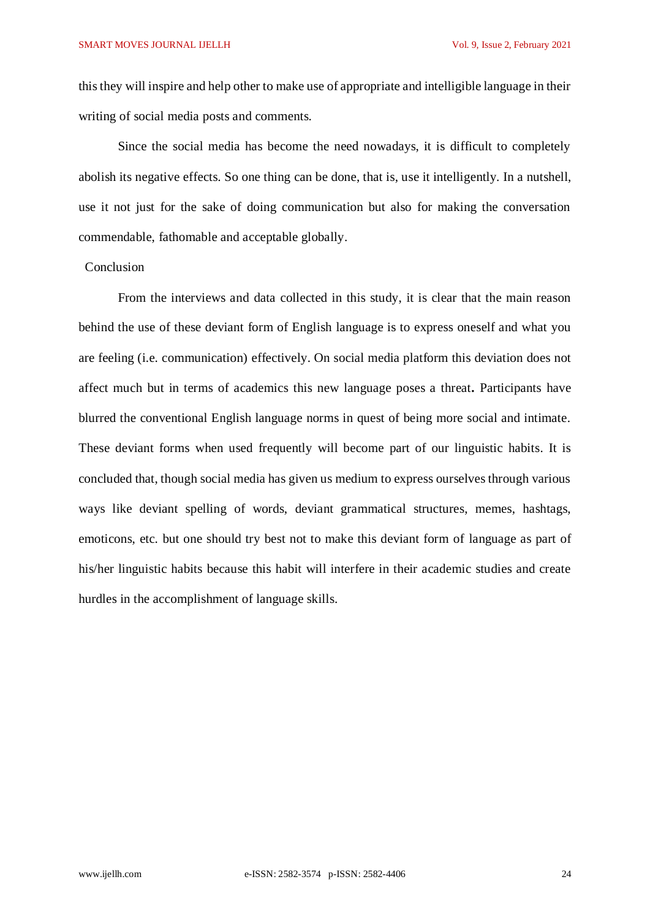this they will inspire and help other to make use of appropriate and intelligible language in their writing of social media posts and comments.

Since the social media has become the need nowadays, it is difficult to completely abolish its negative effects. So one thing can be done, that is, use it intelligently. In a nutshell, use it not just for the sake of doing communication but also for making the conversation commendable, fathomable and acceptable globally.

## Conclusion

From the interviews and data collected in this study, it is clear that the main reason behind the use of these deviant form of English language is to express oneself and what you are feeling (i.e. communication) effectively. On social media platform this deviation does not affect much but in terms of academics this new language poses a threat**.** Participants have blurred the conventional English language norms in quest of being more social and intimate. These deviant forms when used frequently will become part of our linguistic habits. It is concluded that, though social media has given us medium to express ourselves through various ways like deviant spelling of words, deviant grammatical structures, memes, hashtags, emoticons, etc. but one should try best not to make this deviant form of language as part of his/her linguistic habits because this habit will interfere in their academic studies and create hurdles in the accomplishment of language skills.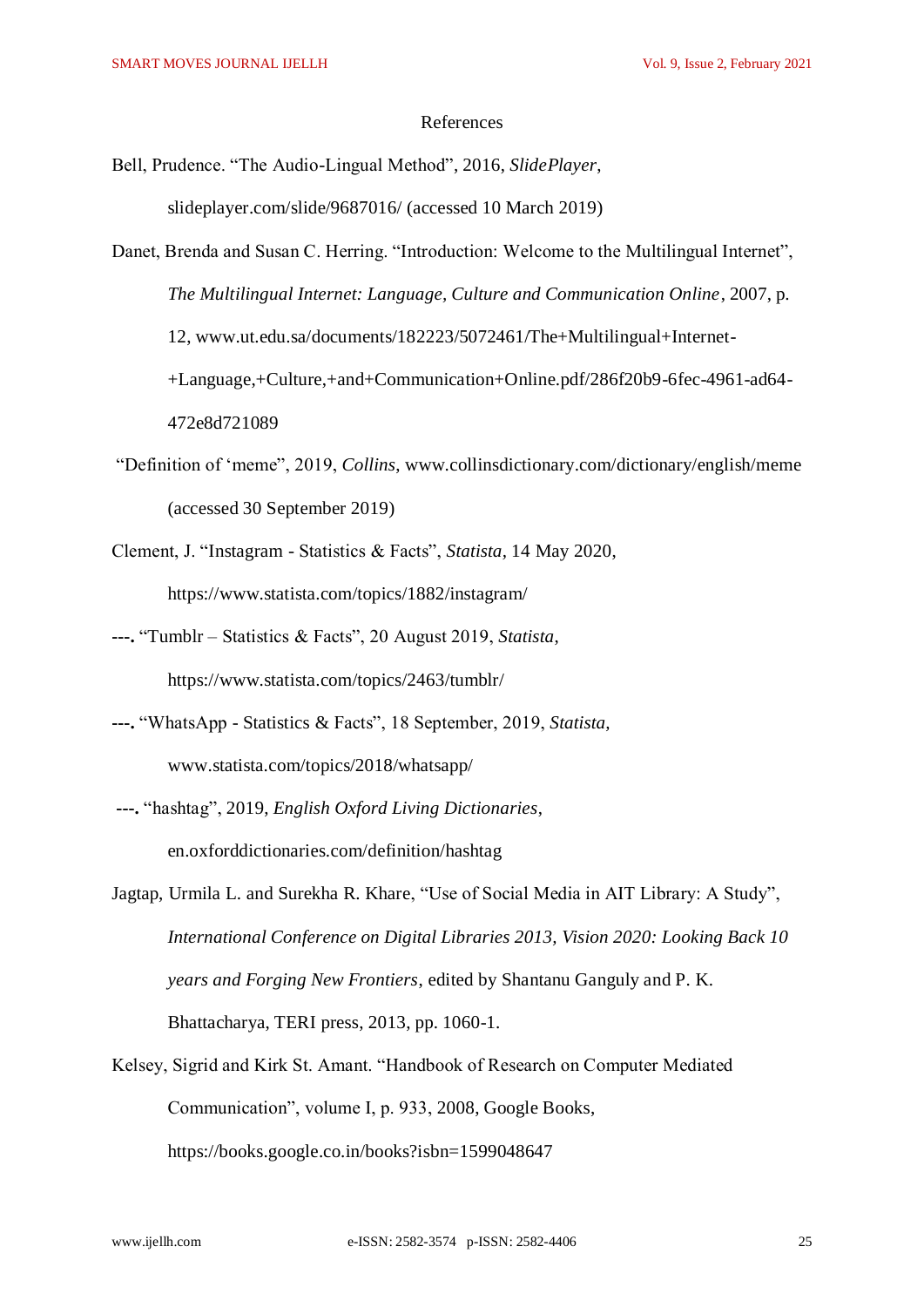References

Bell, Prudence. “The Audio-Lingual Method”, 2016, *SlidePlayer*, slideplayer.com/slide/9687016/ (accessed 10 March 2019)

Danet, Brenda and Susan C. Herring. “Introduction: Welcome to the Multilingual Internet”, *The Multilingual Internet: Language, Culture and Communication Online*, 2007, p. 12, www.ut.edu.sa/documents/182223/5072461/The+Multilingual+Internet-+Language,+Culture,+and+Communication+Online.pdf/286f20b9-6fec-4961-ad64-472e8d721089

“Definition of ‘meme”, 2019, *Collins*, www.collinsdictionary.com/dictionary/english/meme (accessed 30 September 2019)

Clement, J. “Instagram - Statistics & Facts”, *Statista*, 14 May 2020, https://www.statista.com/topics/1882/instagram/

**---.** “Tumblr – Statistics & Facts”, 20 August 2019, *Statista*, https://www.statista.com/topics/2463/tumblr/

**---.** “WhatsApp - Statistics & Facts”, 18 September, 2019, *Statista,* www.statista.com/topics/2018/whatsapp/

**---.** “hashtag”, 2019, *English Oxford Living Dictionaries*, en.oxforddictionaries.com/definition/hashtag

Jagtap, Urmila L. and Surekha R. Khare, “Use of Social Media in AIT Library: A Study”, *International Conference on Digital Libraries 2013, Vision 2020: Looking Back 10 years and Forging New Frontiers*, edited by Shantanu Ganguly and P. K. Bhattacharya, TERI press, 2013, pp. 1060-1.

Kelsey, Sigrid and Kirk St. Amant. “Handbook of Research on Computer Mediated Communication”, volume I, p. 933, 2008, Google Books, https://books.google.co.in/books?isbn=1599048647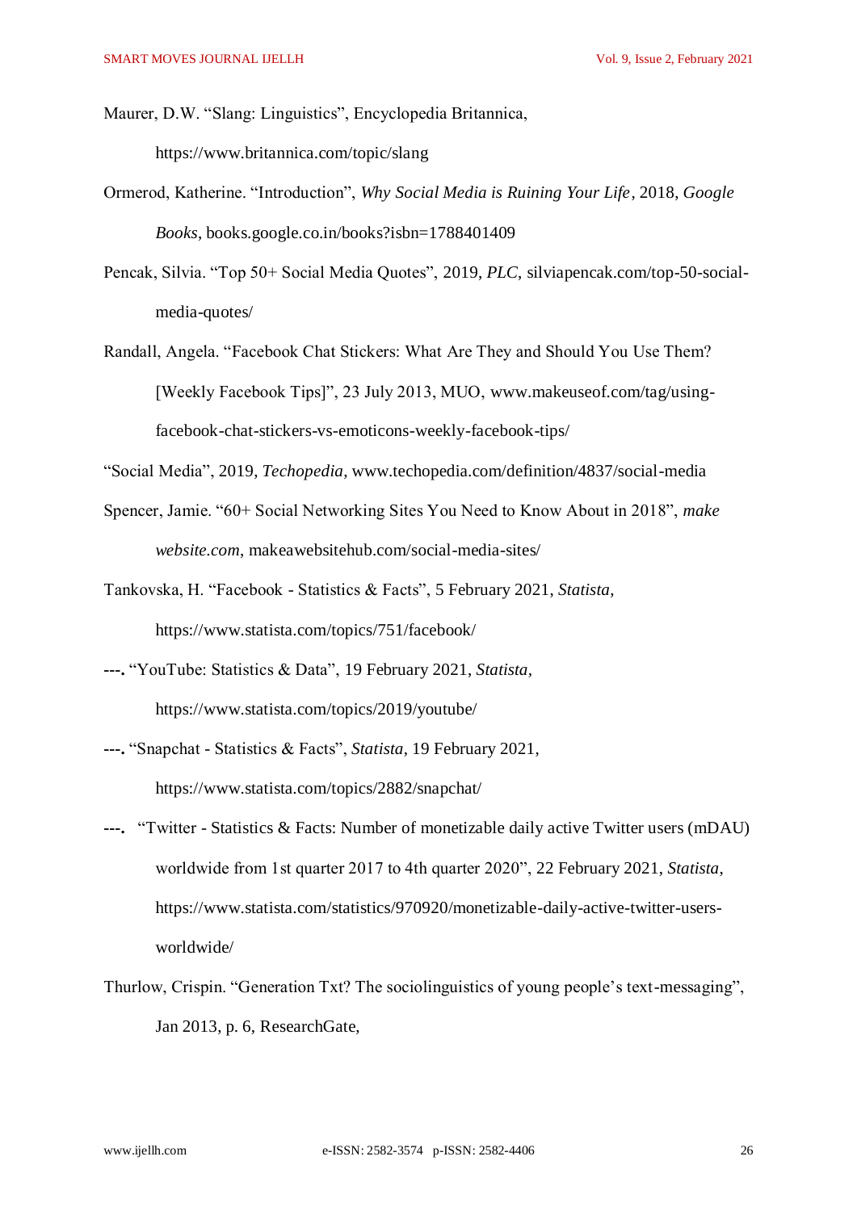Maurer, D.W. “Slang: Linguistics”, Encyclopedia Britannica, https://www.britannica.com/topic/slang

Ormerod, Katherine. “Introduction”, *Why Social Media is Ruining Your Life*, 2018, *Google Books*, books.google.co.in/books?isbn=1788401409

Pencak, Silvia. “Top 50+ Social Media Quotes”, 2019, *PLC*, silviapencak.com/top-50-social-media-quotes/

Randall, Angela. “Facebook Chat Stickers: What Are They and Should You Use Them? [Weekly Facebook Tips]”, 23 July 2013, MUO, www.makeuseof.com/tag/using-facebook-chat-stickers-vs-emoticons-weekly-facebook-tips/

“Social Media”, 2019, *Techopedia*, www.techopedia.com/definition/4837/social-media

Spencer, Jamie. “60+ Social Networking Sites You Need to Know About in 2018”, *make website.com*, makeawebsitehub.com/social-media-sites/

Tankovska, H. “Facebook - Statistics & Facts”, 5 February 2021, *Statista*, https://www.statista.com/topics/751/facebook/

**---.** “YouTube: Statistics & Data”, 19 February 2021, *Statista*, https://www.statista.com/topics/2019/youtube/

**---.** “Snapchat - Statistics & Facts”, *Statista*, 19 February 2021, https://www.statista.com/topics/2882/snapchat/

**---.** “Twitter - Statistics & Facts: Number of monetizable daily active Twitter users (mDAU) worldwide from 1st quarter 2017 to 4th quarter 2020”, 22 February 2021, *Statista*, https://www.statista.com/statistics/970920/monetizable-daily-active-twitter-users-worldwide/

Thurlow, Crispin. “Generation Txt? The sociolinguistics of young people’s text-messaging”, Jan 2013, p. 6, ResearchGate,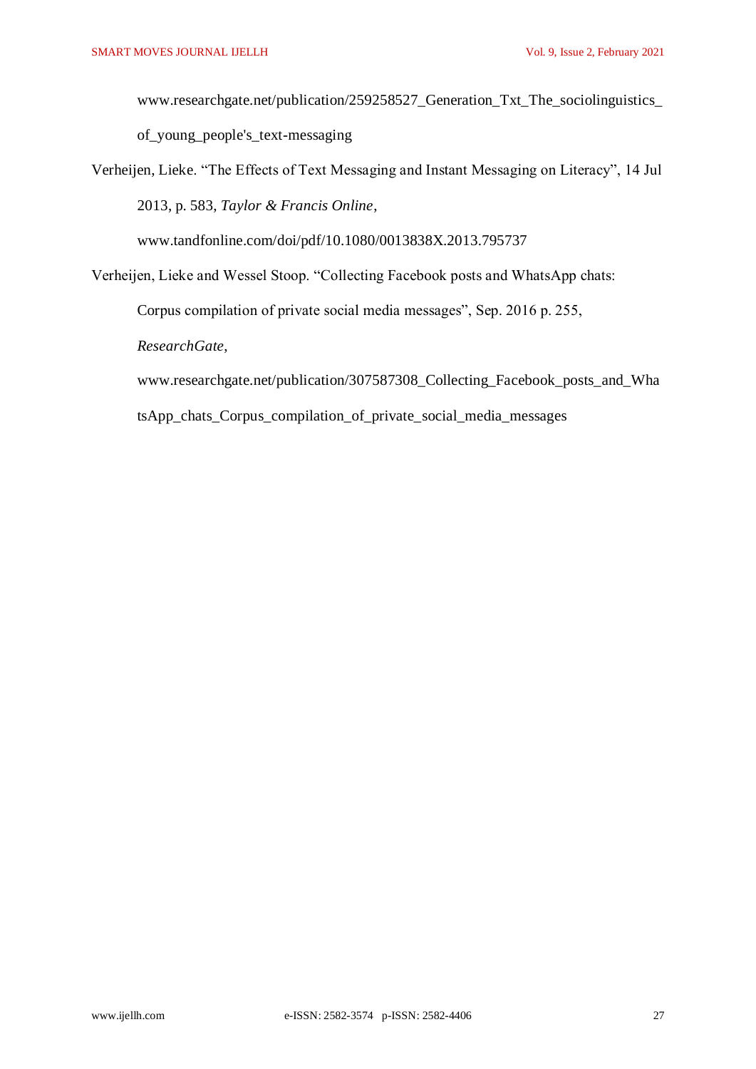www.researchgate.net/publication/259258527_Generation_Txt_The_sociolinguistics_of_young_people's_text-messaging

Verheijen, Lieke. "The Effects of Text Messaging and Instant Messaging on Literacy", 14 Jul 2013, p. 583, *Taylor & Francis Online*, www.tandfonline.com/doi/pdf/10.1080/0013838X.2013.795737

Verheijen, Lieke and Wessel Stoop. "Collecting Facebook posts and WhatsApp chats: Corpus compilation of private social media messages", Sep. 2016 p. 255, *ResearchGate*, www.researchgate.net/publication/307587308_Collecting_Facebook_posts_and_WhatsApp_chats_Corpus_compilation_of_private_social_media_messages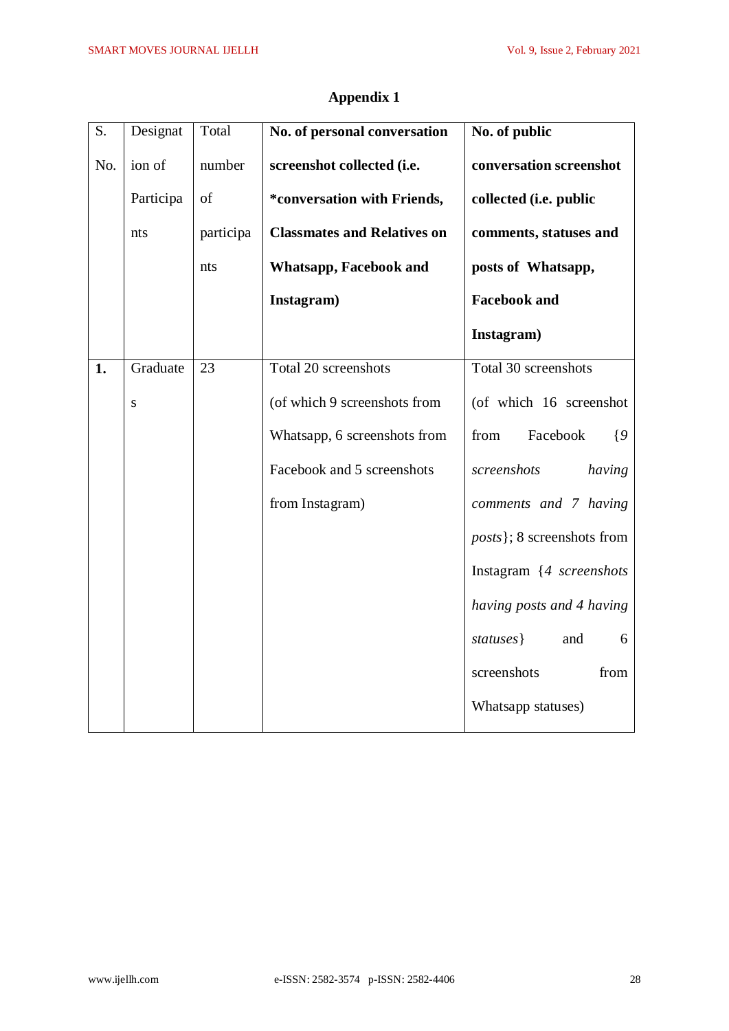# Appendix 1

| S. No. | Designation of Participants | Total number of participants | No. of personal conversation screenshot collected (i.e. *conversation with Friends, Classmates and Relatives on Whatsapp, Facebook and Instagram) | No. of public conversation screenshot collected (i.e. public comments, statuses and posts of Whatsapp, Facebook and Instagram) |
|---|---|---|---|---|
| **1.** | Graduates | 23 | Total 20 screenshots (of which 9 screenshots from Whatsapp, 6 screenshots from Facebook and 5 screenshots from Instagram) | Total 30 screenshots (of which 16 screenshot from Facebook {*9 screenshots having comments and 7 having posts*}; 8 screenshots from Instagram {*4 screenshots having posts and 4 having statuses*} and 6 screenshots from Whatsapp statuses) |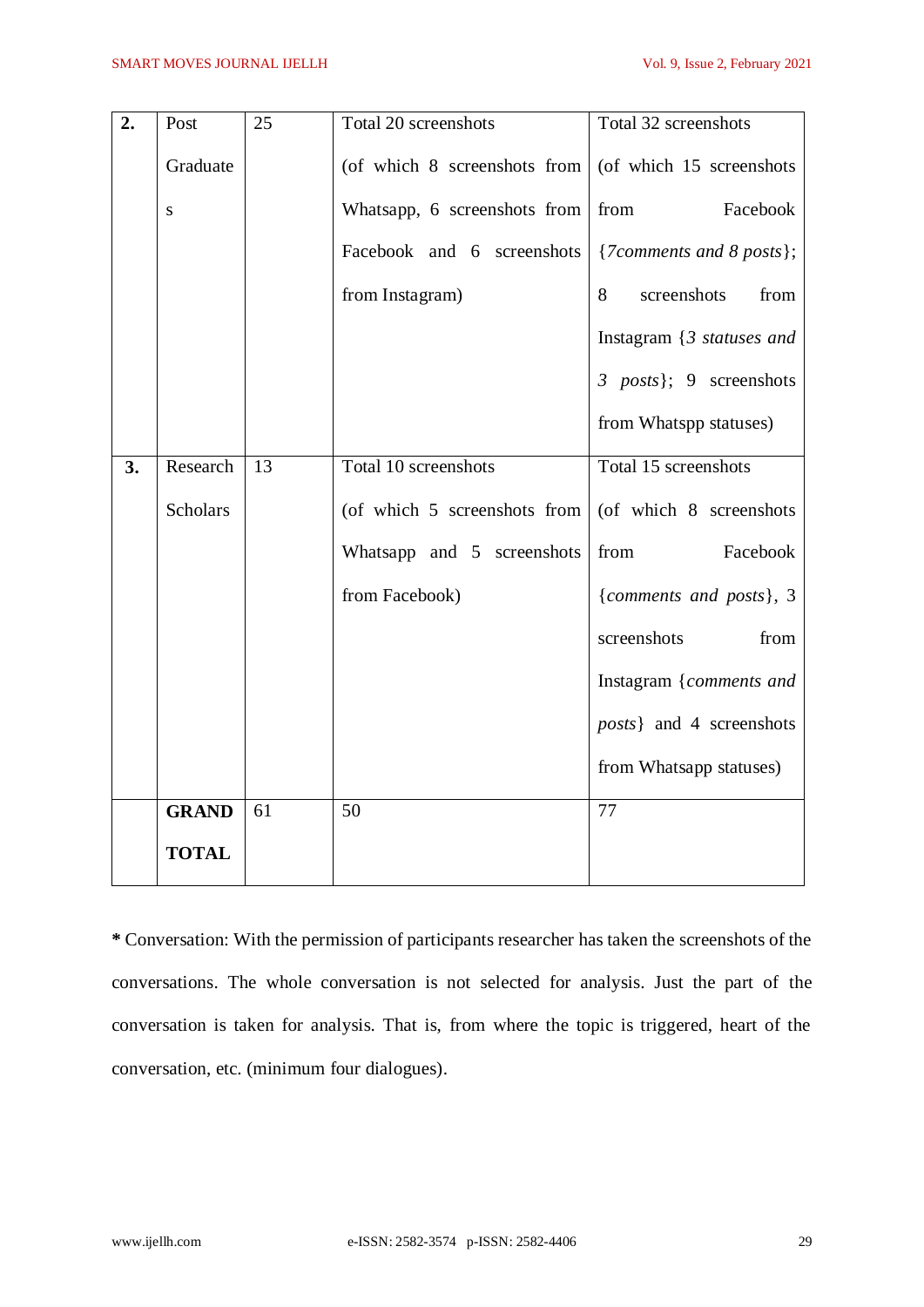| **2.** | Post Graduates | 25 | Total 20 screenshots (of which 8 screenshots from Whatsapp, 6 screenshots from Facebook and 6 screenshots from Instagram) | Total 32 screenshots (of which 15 screenshots from Facebook {*7comments and 8 posts*}; 8 screenshots from Instagram {*3 statuses and 3 posts*}; 9 screenshots from Whatspp statuses) |
|---|---|---|---|---|
| **3.** | Research Scholars | 13 | Total 10 screenshots (of which 5 screenshots from Whatsapp and 5 screenshots from Facebook) | Total 15 screenshots (of which 8 screenshots from Facebook {*comments and posts*}, 3 screenshots from Instagram {*comments and posts*} and 4 screenshots from Whatsapp statuses) |
| | **GRAND TOTAL** | 61 | 50 | 77 |

**\*** Conversation: With the permission of participants researcher has taken the screenshots of the conversations. The whole conversation is not selected for analysis. Just the part of the conversation is taken for analysis. That is, from where the topic is triggered, heart of the conversation, etc. (minimum four dialogues).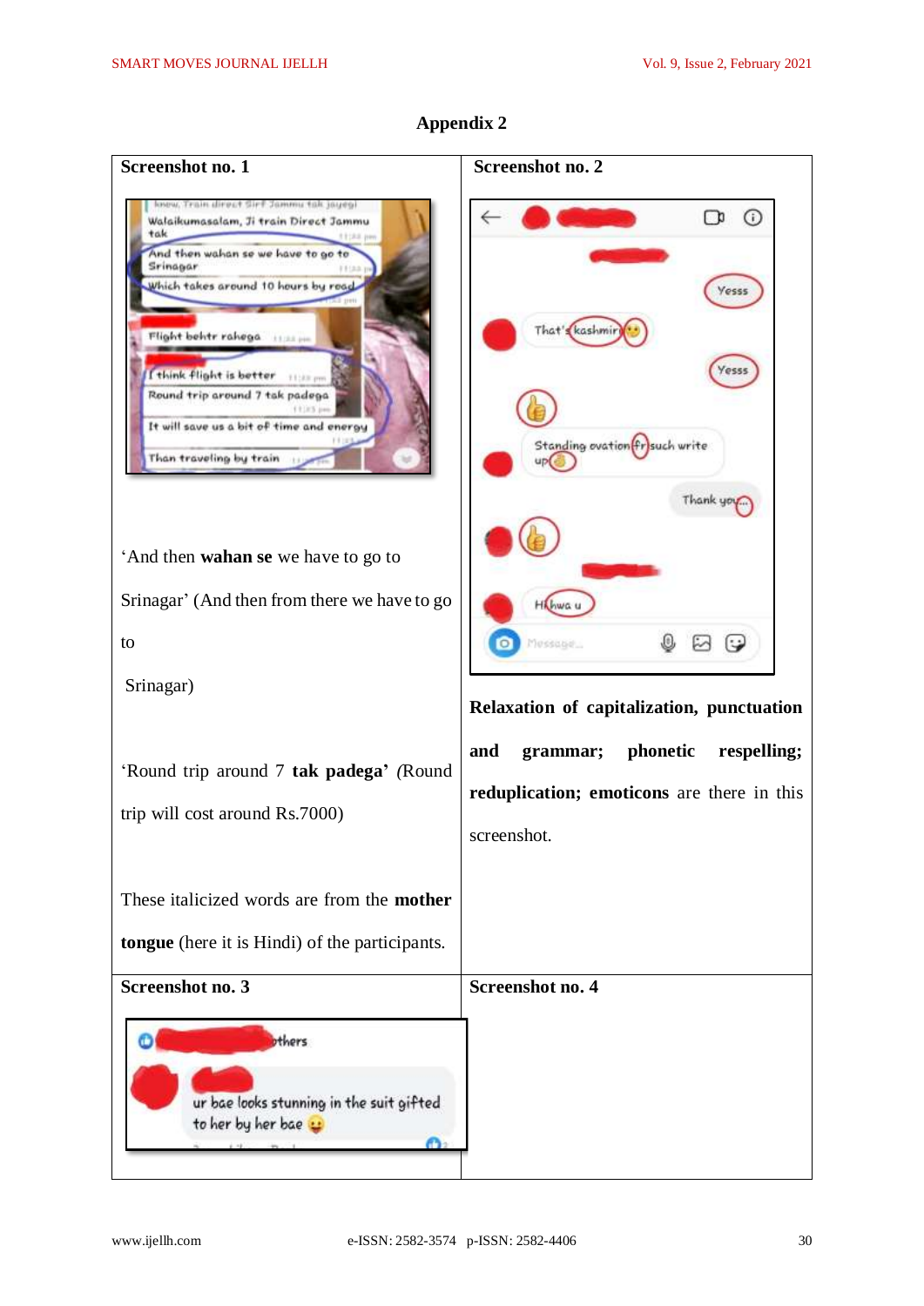## Appendix 2

| Screenshot no. 1 | Screenshot no. 2 |
|---|---|
| 'And then **wahan se** we have to go to Srinagar' (And then from there we have to go to Srinagar)<br><br>'Round trip around 7 **tak padega'** *(*Round trip will cost around Rs.7000)<br><br>These italicized words are from the **mother tongue** (here it is Hindi) of the participants. | **Relaxation of capitalization, punctuation and grammar; phonetic respelling; reduplication; emoticons** are there in this screenshot. |
| **Screenshot no. 3** | **Screenshot no. 4** |
| | |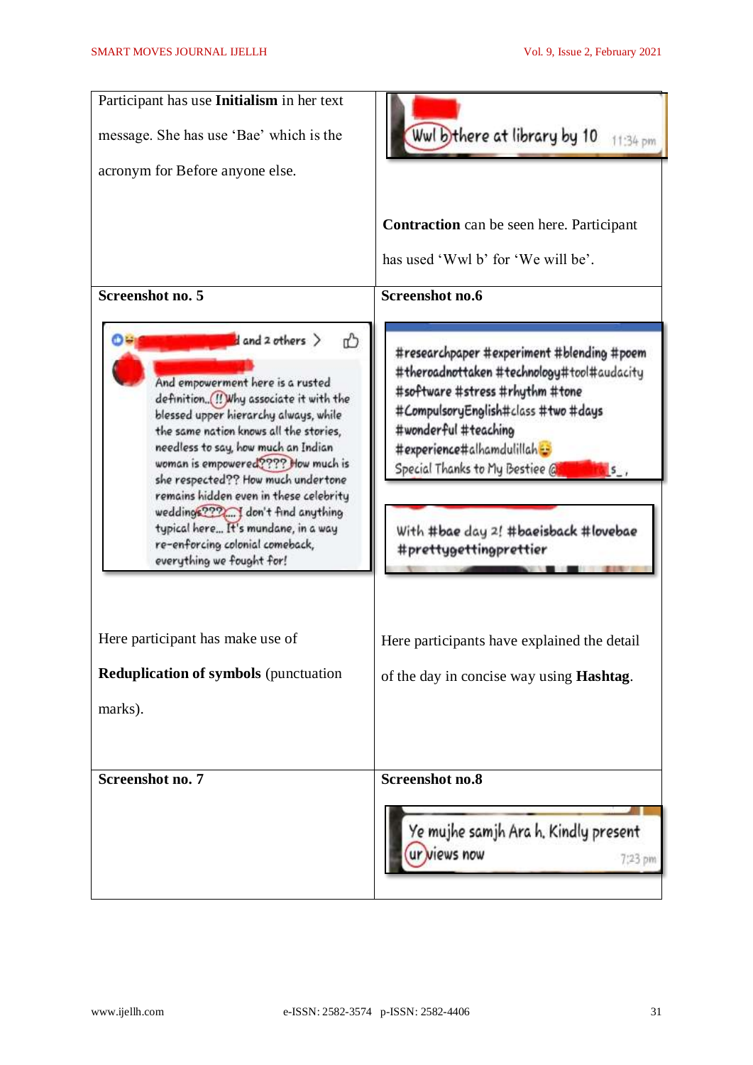| Participant has use **Initialism** in her text message. She has use 'Bae' which is the acronym for Before anyone else. | Wwl b there at library by 10 11:34 pm<br><br>**Contraction** can be seen here. Participant has used 'Wwl b' for 'We will be'. |
|---|---|
| **Screenshot no. 5** | **Screenshot no.6** |
| and 2 others<br>And empowerment here is a rusted definition..!! Why associate it with the blessed upper hierarchy always, while the same nation knows all the stories, needless to say, how much an Indian woman is empowered???? How much is she respected?? How much undertone remains hidden even in these celebrity weddings???.... I don't find anything typical here... It's mundane, in a way re-enforcing colonial comeback, everything we fought for!<br><br>Here participant has make use of **Reduplication of symbols** (punctuation marks). | #researchpaper #experiment #blending #poem #theroadnottaken #technology#tool#audacity #software #stress #rhythm #tone #CompulsoryEnglish#class #two #days #wonderful #teaching #experience#alhamdulillah Special Thanks to My Bestiee @ s_,<br><br>With #bae day 2! #baeisback #lovebae #prettygettingprettier<br><br>Here participants have explained the detail of the day in concise way using **Hashtag**. |
| **Screenshot no. 7** | **Screenshot no.8**<br><br>Ye mujhe samjh Ara h. Kindly present ur views now 7:23 pm |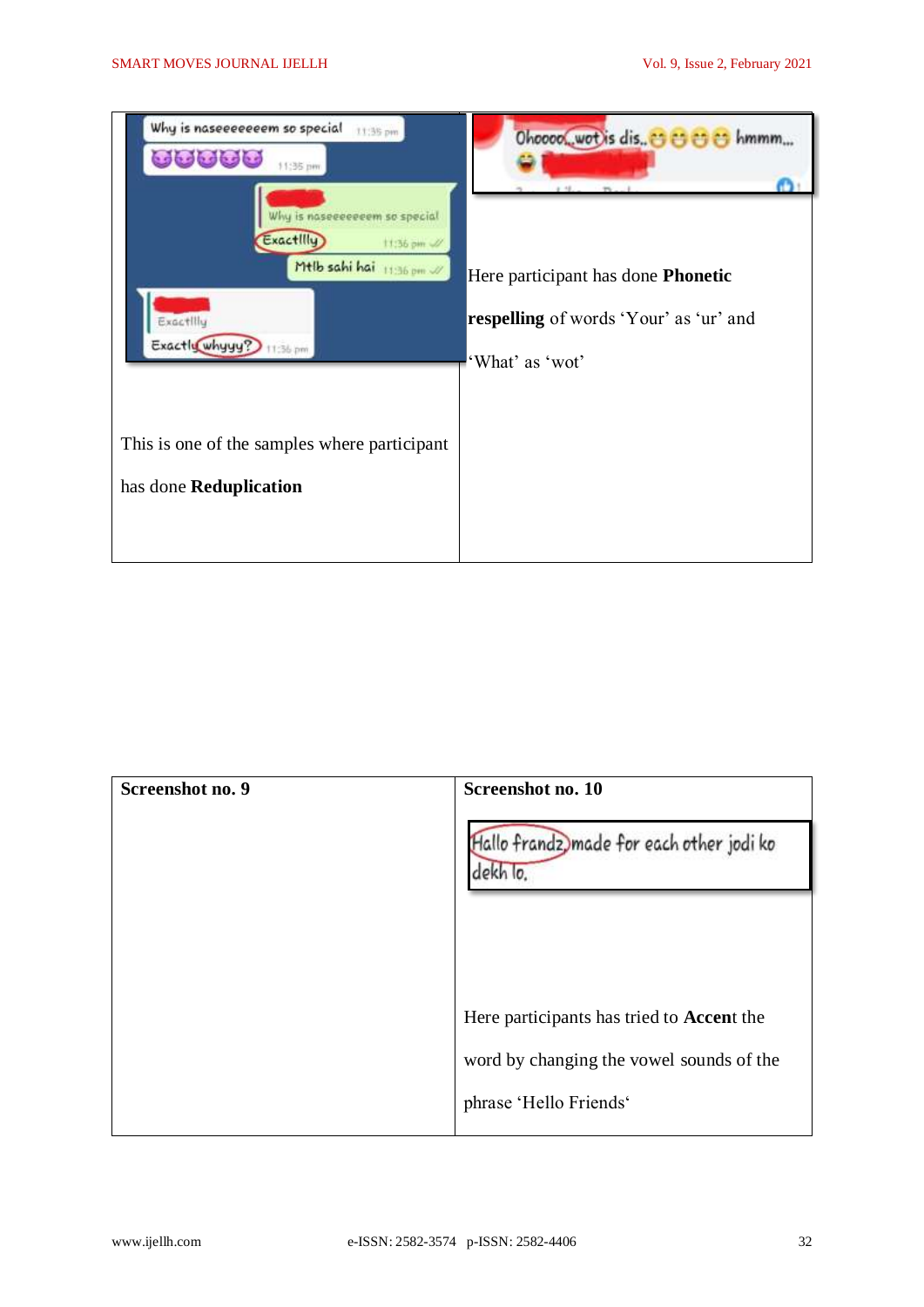| | |
|---|---|
| This is one of the samples where participant has done **Reduplication** | Here participant has done **Phonetic respelling** of words 'Your' as 'ur' and 'What' as 'wot' |

| **Screenshot no. 9** | **Screenshot no. 10** |
|---|---|
| | Here participants has tried to **Accen**t the word by changing the vowel sounds of the phrase 'Hello Friends' |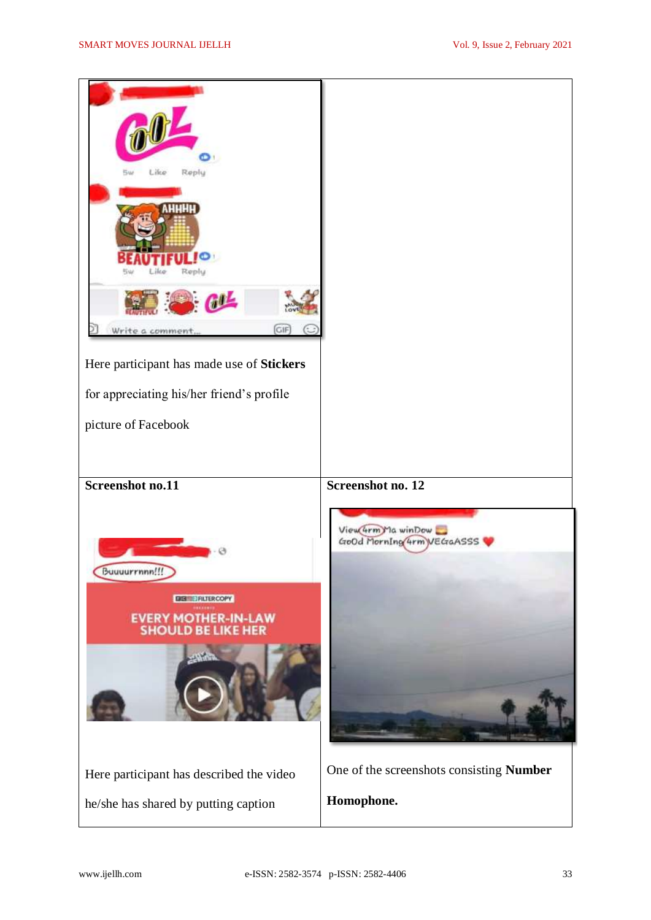| | |
|---|---|
| Here participant has made use of **Stickers** for appreciating his/her friend's profile picture of Facebook | |
| **Screenshot no.11** | **Screenshot no. 12** |
| Here participant has described the video he/she has shared by putting caption | One of the screenshots consisting **Number Homophone.** |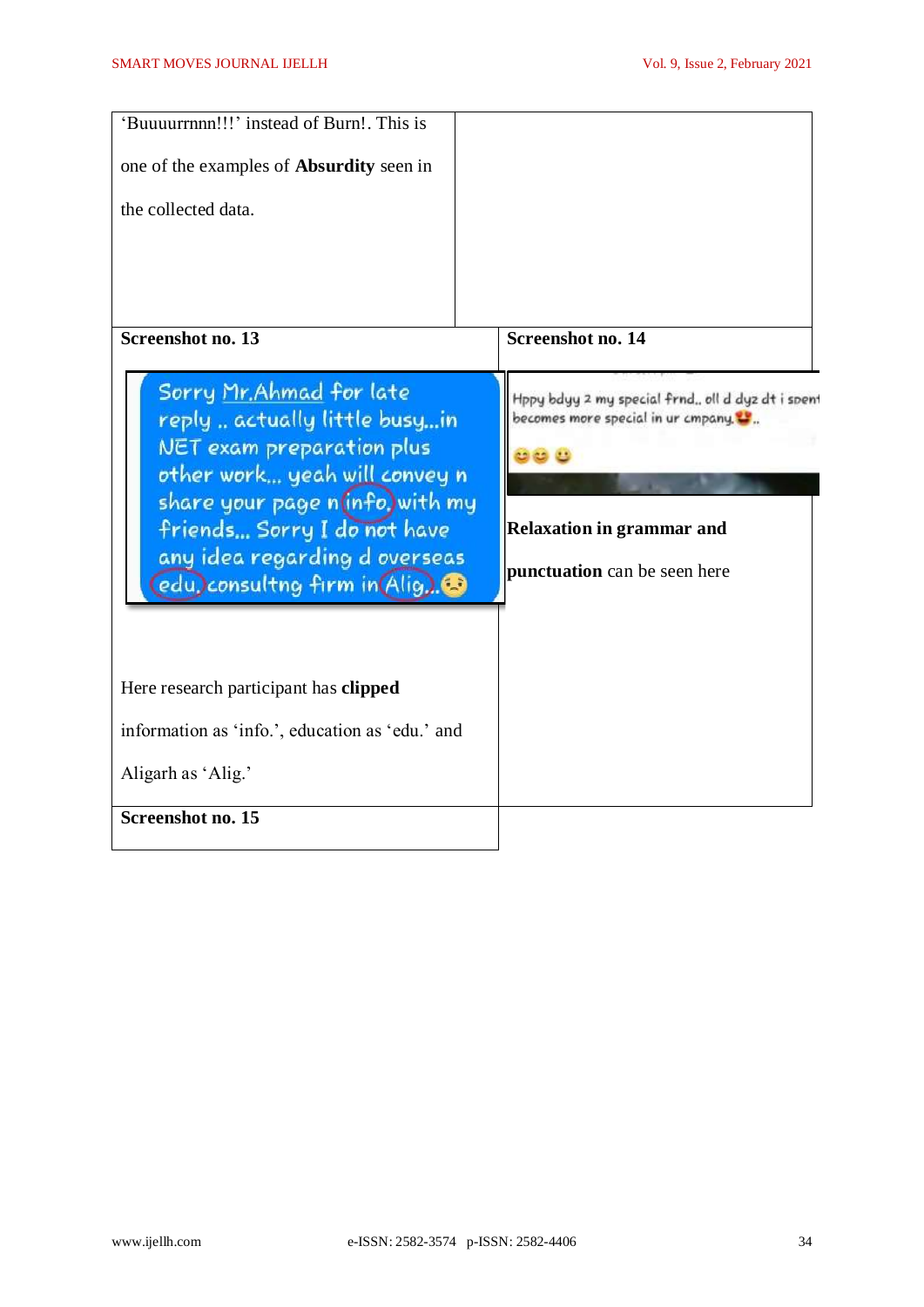| ‘Buuuurrnnn!!!’ instead of Burn!. This is one of the examples of **Absurdity** seen in the collected data. | |
|---|---|
| **Screenshot no. 13** | **Screenshot no. 14** |
| Sorry Mr.Ahmad for late reply .. actually little busy...in NET exam preparation plus other work... yeah will convey n share your page n info. with my friends... Sorry I do not have any idea regarding d overseas edu. consultng firm in Alig.. <br><br> Here research participant has **clipped** information as ‘info.’, education as ‘edu.’ and Aligarh as ‘Alig.’ | Hppy bdyy 2 my special frnd.. oll d dyz dt i spent becomes more special in ur cmpany.. <br><br> **Relaxation in grammar and punctuation** can be seen here |
| **Screenshot no. 15** | |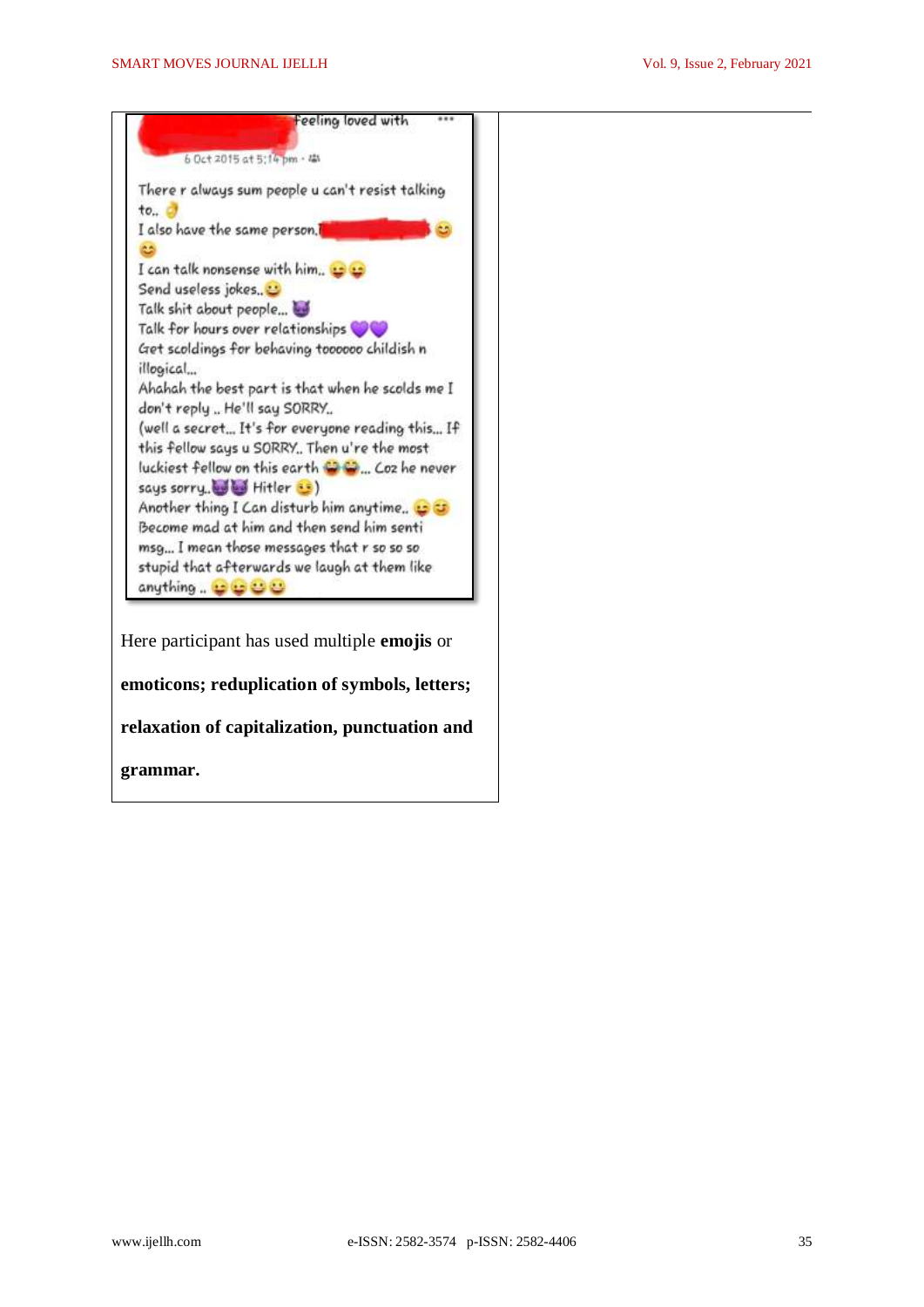Feeling loved with

6 Oct 2015 at 5:14 pm

There r always sum people u can't resist talking to..
I also have the same person.
I can talk nonsense with him..
Send useless jokes..
Talk shit about people...
Talk for hours over relationships
Get scoldings for behaving toooooo childish n illogical...
Ahahah the best part is that when he scolds me I don't reply .. He'll say SORRY..
(well a secret... It's for everyone reading this... If this fellow says u SORRY.. Then u're the most luckiest fellow on this earth ... Coz he never says sorry.. Hitler )
Another thing I Can disturb him anytime..
Become mad at him and then send him senti msg... I mean those messages that r so so so stupid that afterwards we laugh at them like anything ..

Here participant has used multiple **emojis** or **emoticons; reduplication of symbols, letters; relaxation of capitalization, punctuation and grammar.**